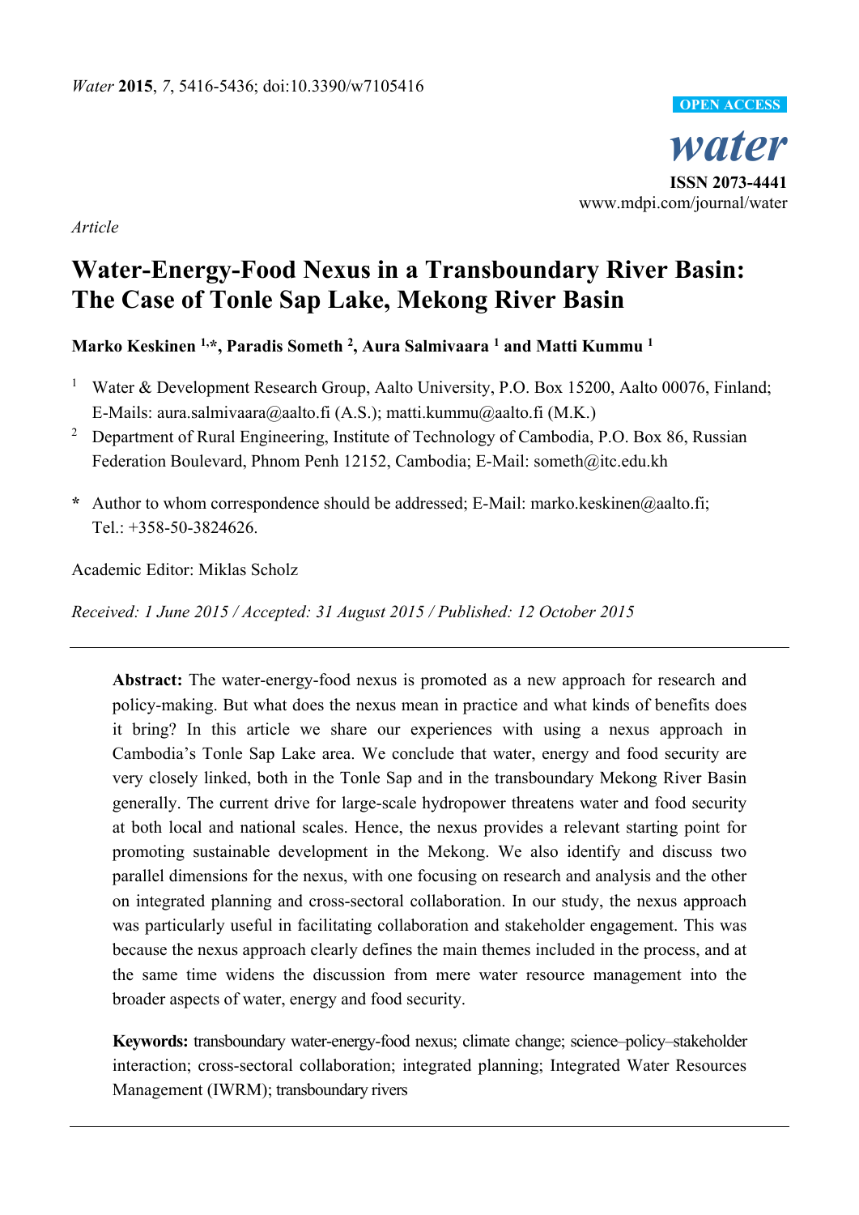*Article*

# Water-Energy-Food Nexus in a Transboundary River Basin: The Case of Tonle Sap Lake, Mekong River Basin

**Marko Keskinen [1,*], Paradis Someth [2], Aura Salmivaara [1] and Matti Kummu [1]**

[1] Water & Development Research Group, Aalto University, P.O. Box 15200, Aalto 00076, Finland; E-Mails: aura.salmivaara@aalto.fi (A.S.); matti.kummu@aalto.fi (M.K.)

[2] Department of Rural Engineering, Institute of Technology of Cambodia, P.O. Box 86, Russian Federation Boulevard, Phnom Penh 12152, Cambodia; E-Mail: someth@itc.edu.kh

**\*** Author to whom correspondence should be addressed; E-Mail: marko.keskinen@aalto.fi; Tel.: +358-50-3824626.

Academic Editor: Miklas Scholz

*Received: 1 June 2015 / Accepted: 31 August 2015 / Published: 12 October 2015*

---

**Abstract:** The water-energy-food nexus is promoted as a new approach for research and policy-making. But what does the nexus mean in practice and what kinds of benefits does it bring? In this article we share our experiences with using a nexus approach in Cambodia's Tonle Sap Lake area. We conclude that water, energy and food security are very closely linked, both in the Tonle Sap and in the transboundary Mekong River Basin generally. The current drive for large-scale hydropower threatens water and food security at both local and national scales. Hence, the nexus provides a relevant starting point for promoting sustainable development in the Mekong. We also identify and discuss two parallel dimensions for the nexus, with one focusing on research and analysis and the other on integrated planning and cross-sectoral collaboration. In our study, the nexus approach was particularly useful in facilitating collaboration and stakeholder engagement. This was because the nexus approach clearly defines the main themes included in the process, and at the same time widens the discussion from mere water resource management into the broader aspects of water, energy and food security.

**Keywords:** transboundary water-energy-food nexus; climate change; science–policy–stakeholder interaction; cross-sectoral collaboration; integrated planning; Integrated Water Resources Management (IWRM); transboundary rivers

---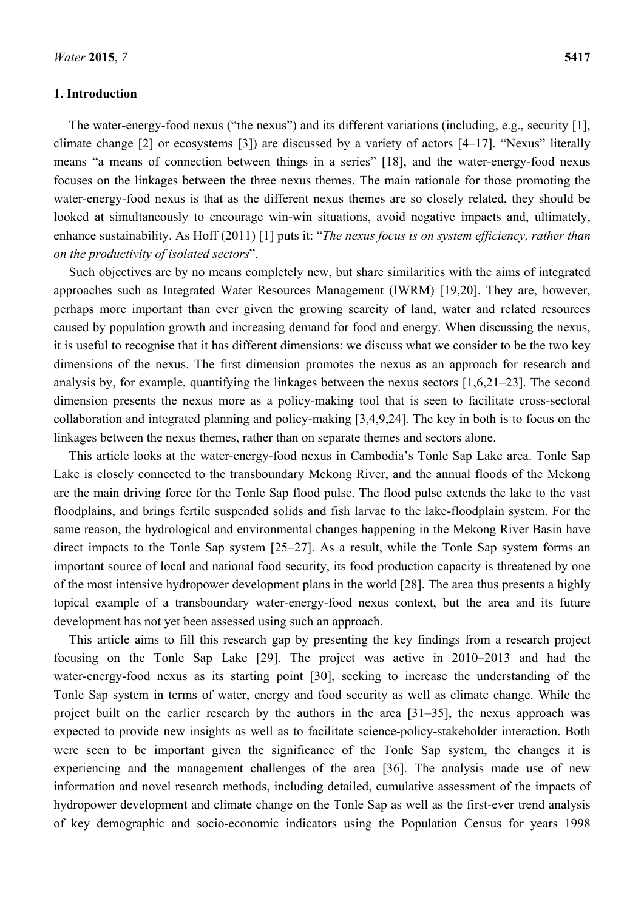## 1. Introduction

The water-energy-food nexus ("the nexus") and its different variations (including, e.g., security [1], climate change [2] or ecosystems [3]) are discussed by a variety of actors [4–17]. "Nexus" literally means "a means of connection between things in a series" [18], and the water-energy-food nexus focuses on the linkages between the three nexus themes. The main rationale for those promoting the water-energy-food nexus is that as the different nexus themes are so closely related, they should be looked at simultaneously to encourage win-win situations, avoid negative impacts and, ultimately, enhance sustainability. As Hoff (2011) [1] puts it: "*The nexus focus is on system efficiency, rather than on the productivity of isolated sectors*".

Such objectives are by no means completely new, but share similarities with the aims of integrated approaches such as Integrated Water Resources Management (IWRM) [19,20]. They are, however, perhaps more important than ever given the growing scarcity of land, water and related resources caused by population growth and increasing demand for food and energy. When discussing the nexus, it is useful to recognise that it has different dimensions: we discuss what we consider to be the two key dimensions of the nexus. The first dimension promotes the nexus as an approach for research and analysis by, for example, quantifying the linkages between the nexus sectors [1,6,21–23]. The second dimension presents the nexus more as a policy-making tool that is seen to facilitate cross-sectoral collaboration and integrated planning and policy-making [3,4,9,24]. The key in both is to focus on the linkages between the nexus themes, rather than on separate themes and sectors alone.

This article looks at the water-energy-food nexus in Cambodia's Tonle Sap Lake area. Tonle Sap Lake is closely connected to the transboundary Mekong River, and the annual floods of the Mekong are the main driving force for the Tonle Sap flood pulse. The flood pulse extends the lake to the vast floodplains, and brings fertile suspended solids and fish larvae to the lake-floodplain system. For the same reason, the hydrological and environmental changes happening in the Mekong River Basin have direct impacts to the Tonle Sap system [25–27]. As a result, while the Tonle Sap system forms an important source of local and national food security, its food production capacity is threatened by one of the most intensive hydropower development plans in the world [28]. The area thus presents a highly topical example of a transboundary water-energy-food nexus context, but the area and its future development has not yet been assessed using such an approach.

This article aims to fill this research gap by presenting the key findings from a research project focusing on the Tonle Sap Lake [29]. The project was active in 2010–2013 and had the water-energy-food nexus as its starting point [30], seeking to increase the understanding of the Tonle Sap system in terms of water, energy and food security as well as climate change. While the project built on the earlier research by the authors in the area [31–35], the nexus approach was expected to provide new insights as well as to facilitate science-policy-stakeholder interaction. Both were seen to be important given the significance of the Tonle Sap system, the changes it is experiencing and the management challenges of the area [36]. The analysis made use of new information and novel research methods, including detailed, cumulative assessment of the impacts of hydropower development and climate change on the Tonle Sap as well as the first-ever trend analysis of key demographic and socio-economic indicators using the Population Census for years 1998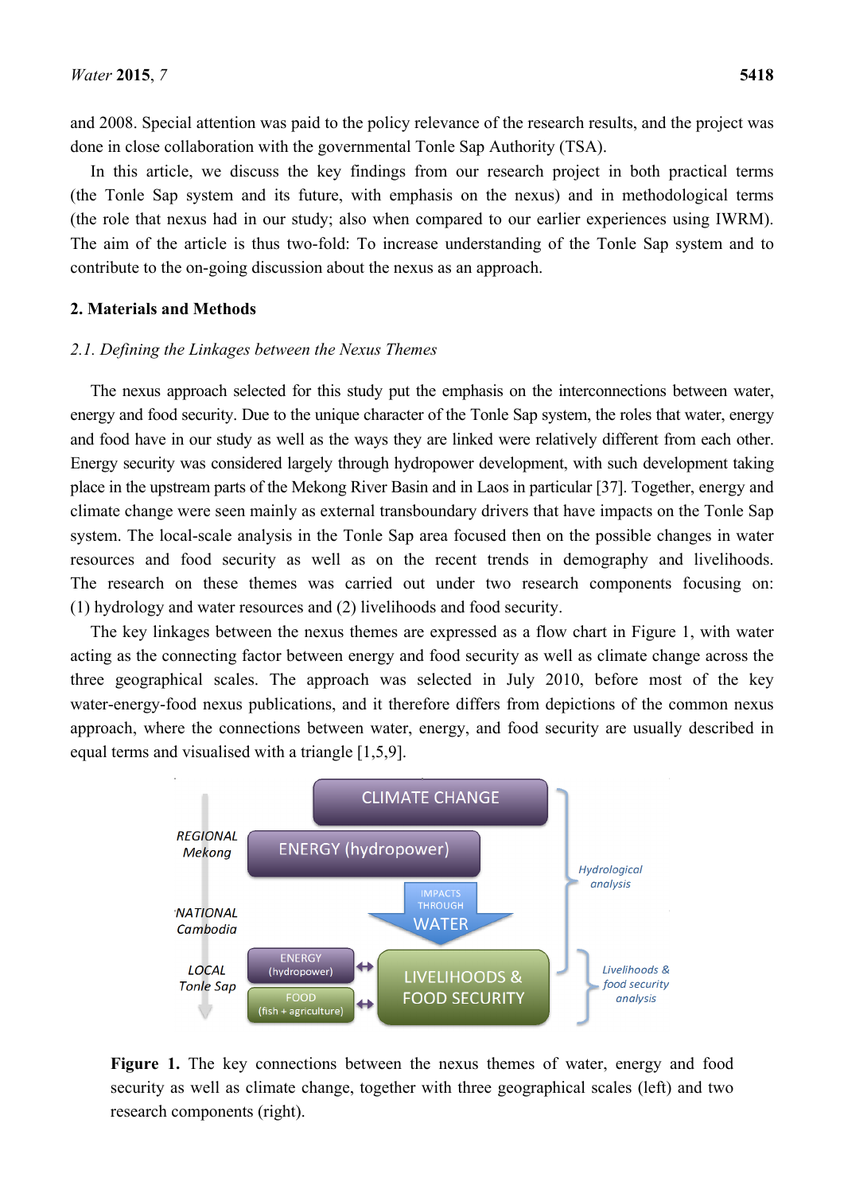and 2008. Special attention was paid to the policy relevance of the research results, and the project was done in close collaboration with the governmental Tonle Sap Authority (TSA).

In this article, we discuss the key findings from our research project in both practical terms (the Tonle Sap system and its future, with emphasis on the nexus) and in methodological terms (the role that nexus had in our study; also when compared to our earlier experiences using IWRM). The aim of the article is thus two-fold: To increase understanding of the Tonle Sap system and to contribute to the on-going discussion about the nexus as an approach.

## 2. Materials and Methods

### 2.1. Defining the Linkages between the Nexus Themes

The nexus approach selected for this study put the emphasis on the interconnections between water, energy and food security. Due to the unique character of the Tonle Sap system, the roles that water, energy and food have in our study as well as the ways they are linked were relatively different from each other. Energy security was considered largely through hydropower development, with such development taking place in the upstream parts of the Mekong River Basin and in Laos in particular [37]. Together, energy and climate change were seen mainly as external transboundary drivers that have impacts on the Tonle Sap system. The local-scale analysis in the Tonle Sap area focused then on the possible changes in water resources and food security as well as on the recent trends in demography and livelihoods. The research on these themes was carried out under two research components focusing on: (1) hydrology and water resources and (2) livelihoods and food security.

The key linkages between the nexus themes are expressed as a flow chart in Figure 1, with water acting as the connecting factor between energy and food security as well as climate change across the three geographical scales. The approach was selected in July 2010, before most of the key water-energy-food nexus publications, and it therefore differs from depictions of the common nexus approach, where the connections between water, energy, and food security are usually described in equal terms and visualised with a triangle [1,5,9].

REGIONAL Mekong | CLIMATE CHANGE | ENERGY (hydropower) | Hydrological analysis

NATIONAL Cambodia | IMPACTS THROUGH WATER

LOCAL Tonle Sap | ENERGY (hydropower) | FOOD (fish + agriculture) | LIVELIHOODS & FOOD SECURITY | Livelihoods & food security analysis

**Figure 1.** The key connections between the nexus themes of water, energy and food security as well as climate change, together with three geographical scales (left) and two research components (right).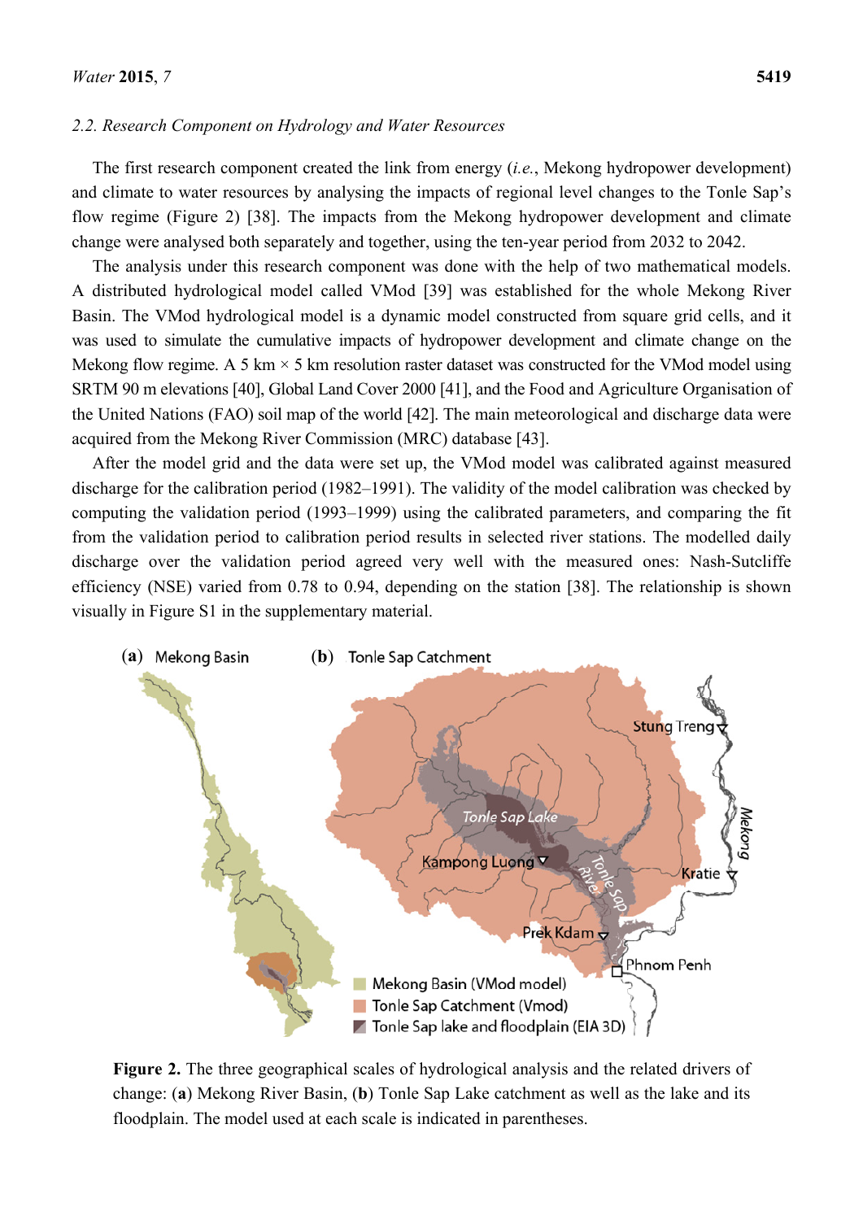### 2.2. Research Component on Hydrology and Water Resources

The first research component created the link from energy (*i.e.*, Mekong hydropower development) and climate to water resources by analysing the impacts of regional level changes to the Tonle Sap's flow regime (Figure 2) [38]. The impacts from the Mekong hydropower development and climate change were analysed both separately and together, using the ten-year period from 2032 to 2042.

The analysis under this research component was done with the help of two mathematical models. A distributed hydrological model called VMod [39] was established for the whole Mekong River Basin. The VMod hydrological model is a dynamic model constructed from square grid cells, and it was used to simulate the cumulative impacts of hydropower development and climate change on the Mekong flow regime. A 5 km × 5 km resolution raster dataset was constructed for the VMod model using SRTM 90 m elevations [40], Global Land Cover 2000 [41], and the Food and Agriculture Organisation of the United Nations (FAO) soil map of the world [42]. The main meteorological and discharge data were acquired from the Mekong River Commission (MRC) database [43].

After the model grid and the data were set up, the VMod model was calibrated against measured discharge for the calibration period (1982–1991). The validity of the model calibration was checked by computing the validation period (1993–1999) using the calibrated parameters, and comparing the fit from the validation period to calibration period results in selected river stations. The modelled daily discharge over the validation period agreed very well with the measured ones: Nash-Sutcliffe efficiency (NSE) varied from 0.78 to 0.94, depending on the station [38]. The relationship is shown visually in Figure S1 in the supplementary material.

**Figure 2.** The three geographical scales of hydrological analysis and the related drivers of change: (**a**) Mekong River Basin, (**b**) Tonle Sap Lake catchment as well as the lake and its floodplain. The model used at each scale is indicated in parentheses.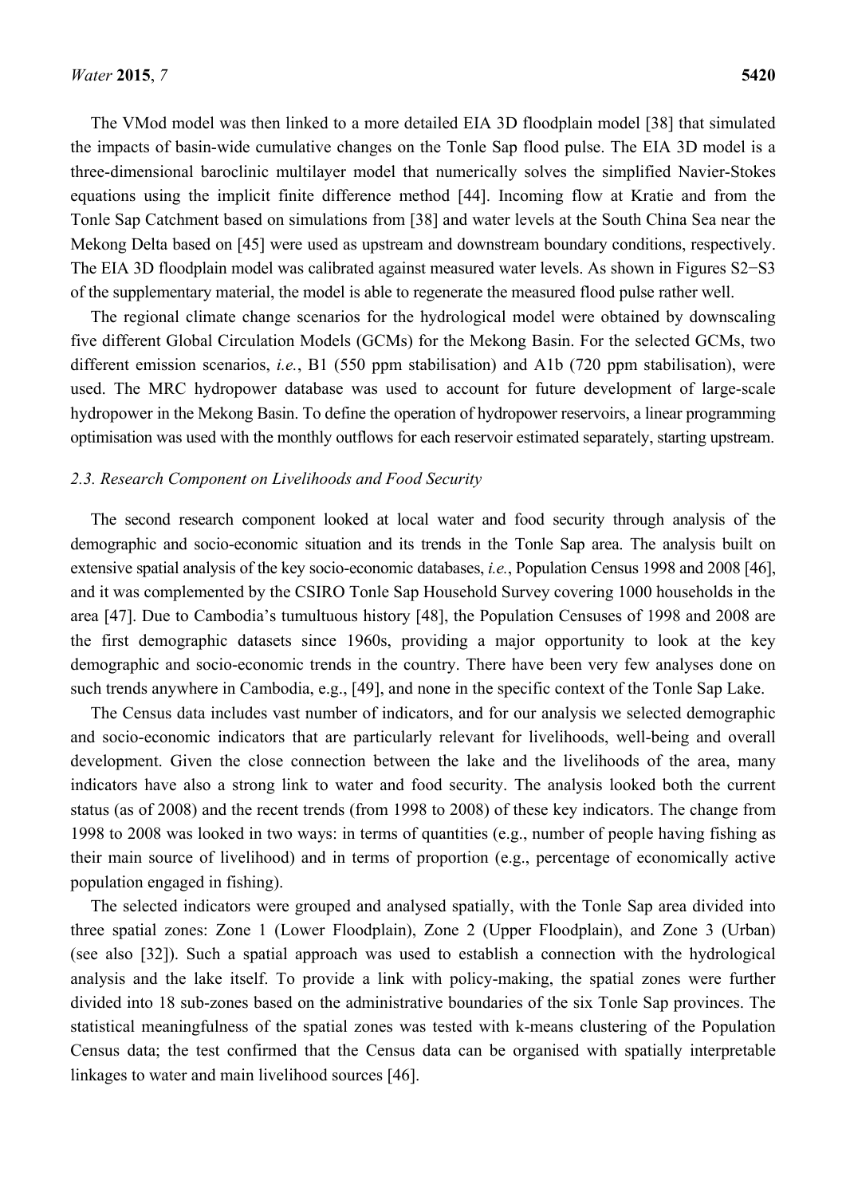The VMod model was then linked to a more detailed EIA 3D floodplain model [38] that simulated the impacts of basin-wide cumulative changes on the Tonle Sap flood pulse. The EIA 3D model is a three-dimensional baroclinic multilayer model that numerically solves the simplified Navier-Stokes equations using the implicit finite difference method [44]. Incoming flow at Kratie and from the Tonle Sap Catchment based on simulations from [38] and water levels at the South China Sea near the Mekong Delta based on [45] were used as upstream and downstream boundary conditions, respectively. The EIA 3D floodplain model was calibrated against measured water levels. As shown in Figures S2−S3 of the supplementary material, the model is able to regenerate the measured flood pulse rather well.

The regional climate change scenarios for the hydrological model were obtained by downscaling five different Global Circulation Models (GCMs) for the Mekong Basin. For the selected GCMs, two different emission scenarios, *i.e.*, B1 (550 ppm stabilisation) and A1b (720 ppm stabilisation), were used. The MRC hydropower database was used to account for future development of large-scale hydropower in the Mekong Basin. To define the operation of hydropower reservoirs, a linear programming optimisation was used with the monthly outflows for each reservoir estimated separately, starting upstream.

### *2.3. Research Component on Livelihoods and Food Security*

The second research component looked at local water and food security through analysis of the demographic and socio-economic situation and its trends in the Tonle Sap area. The analysis built on extensive spatial analysis of the key socio-economic databases, *i.e.*, Population Census 1998 and 2008 [46], and it was complemented by the CSIRO Tonle Sap Household Survey covering 1000 households in the area [47]. Due to Cambodia's tumultuous history [48], the Population Censuses of 1998 and 2008 are the first demographic datasets since 1960s, providing a major opportunity to look at the key demographic and socio-economic trends in the country. There have been very few analyses done on such trends anywhere in Cambodia, e.g., [49], and none in the specific context of the Tonle Sap Lake.

The Census data includes vast number of indicators, and for our analysis we selected demographic and socio-economic indicators that are particularly relevant for livelihoods, well-being and overall development. Given the close connection between the lake and the livelihoods of the area, many indicators have also a strong link to water and food security. The analysis looked both the current status (as of 2008) and the recent trends (from 1998 to 2008) of these key indicators. The change from 1998 to 2008 was looked in two ways: in terms of quantities (e.g., number of people having fishing as their main source of livelihood) and in terms of proportion (e.g., percentage of economically active population engaged in fishing).

The selected indicators were grouped and analysed spatially, with the Tonle Sap area divided into three spatial zones: Zone 1 (Lower Floodplain), Zone 2 (Upper Floodplain), and Zone 3 (Urban) (see also [32]). Such a spatial approach was used to establish a connection with the hydrological analysis and the lake itself. To provide a link with policy-making, the spatial zones were further divided into 18 sub-zones based on the administrative boundaries of the six Tonle Sap provinces. The statistical meaningfulness of the spatial zones was tested with k-means clustering of the Population Census data; the test confirmed that the Census data can be organised with spatially interpretable linkages to water and main livelihood sources [46].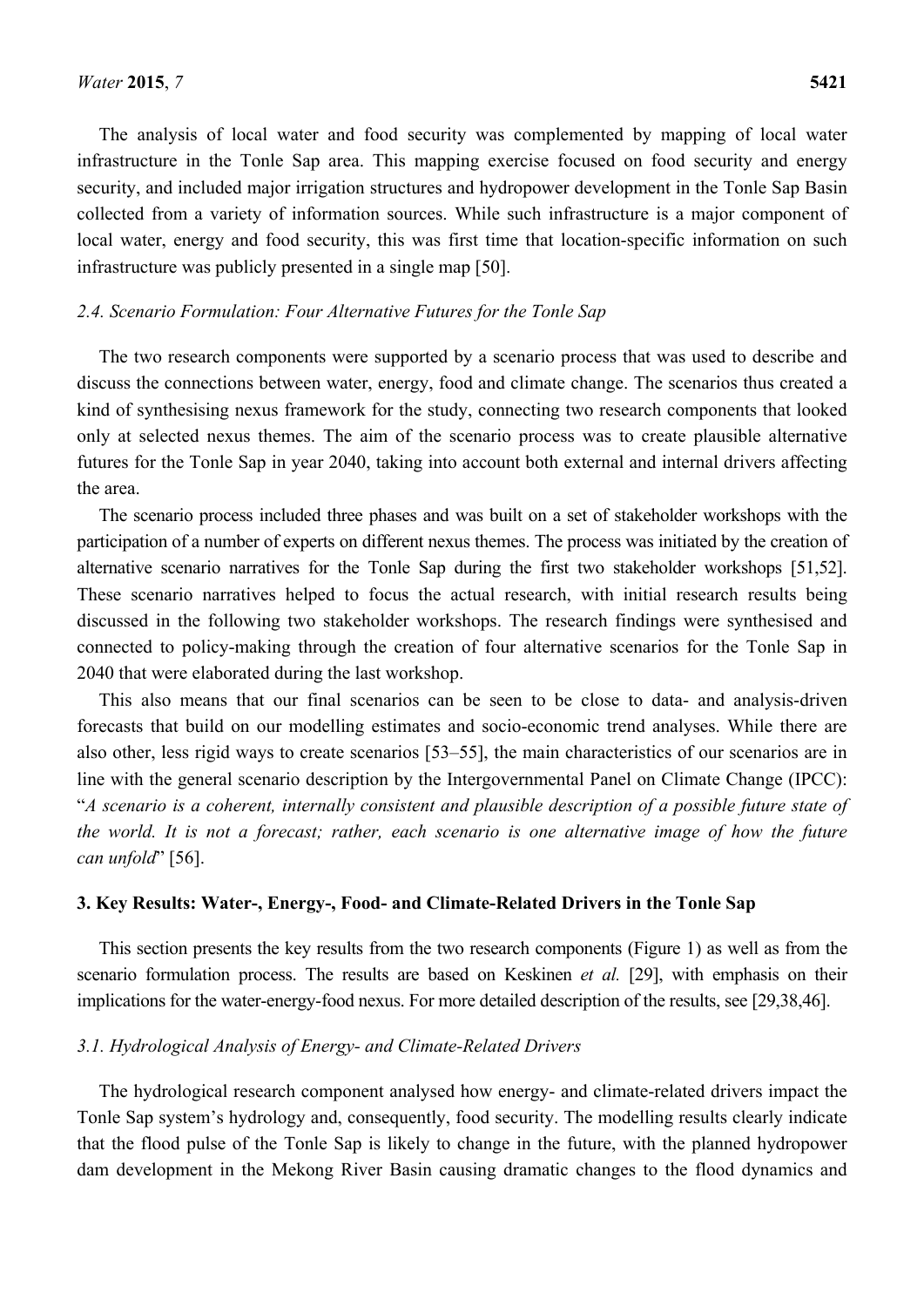The analysis of local water and food security was complemented by mapping of local water infrastructure in the Tonle Sap area. This mapping exercise focused on food security and energy security, and included major irrigation structures and hydropower development in the Tonle Sap Basin collected from a variety of information sources. While such infrastructure is a major component of local water, energy and food security, this was first time that location-specific information on such infrastructure was publicly presented in a single map [50].

### *2.4. Scenario Formulation: Four Alternative Futures for the Tonle Sap*

The two research components were supported by a scenario process that was used to describe and discuss the connections between water, energy, food and climate change. The scenarios thus created a kind of synthesising nexus framework for the study, connecting two research components that looked only at selected nexus themes. The aim of the scenario process was to create plausible alternative futures for the Tonle Sap in year 2040, taking into account both external and internal drivers affecting the area.

The scenario process included three phases and was built on a set of stakeholder workshops with the participation of a number of experts on different nexus themes. The process was initiated by the creation of alternative scenario narratives for the Tonle Sap during the first two stakeholder workshops [51,52]. These scenario narratives helped to focus the actual research, with initial research results being discussed in the following two stakeholder workshops. The research findings were synthesised and connected to policy-making through the creation of four alternative scenarios for the Tonle Sap in 2040 that were elaborated during the last workshop.

This also means that our final scenarios can be seen to be close to data- and analysis-driven forecasts that build on our modelling estimates and socio-economic trend analyses. While there are also other, less rigid ways to create scenarios [53–55], the main characteristics of our scenarios are in line with the general scenario description by the Intergovernmental Panel on Climate Change (IPCC): "*A scenario is a coherent, internally consistent and plausible description of a possible future state of the world. It is not a forecast; rather, each scenario is one alternative image of how the future can unfold*" [56].

## **3. Key Results: Water-, Energy-, Food- and Climate-Related Drivers in the Tonle Sap**

This section presents the key results from the two research components (Figure 1) as well as from the scenario formulation process. The results are based on Keskinen *et al.* [29], with emphasis on their implications for the water-energy-food nexus. For more detailed description of the results, see [29,38,46].

### *3.1. Hydrological Analysis of Energy- and Climate-Related Drivers*

The hydrological research component analysed how energy- and climate-related drivers impact the Tonle Sap system's hydrology and, consequently, food security. The modelling results clearly indicate that the flood pulse of the Tonle Sap is likely to change in the future, with the planned hydropower dam development in the Mekong River Basin causing dramatic changes to the flood dynamics and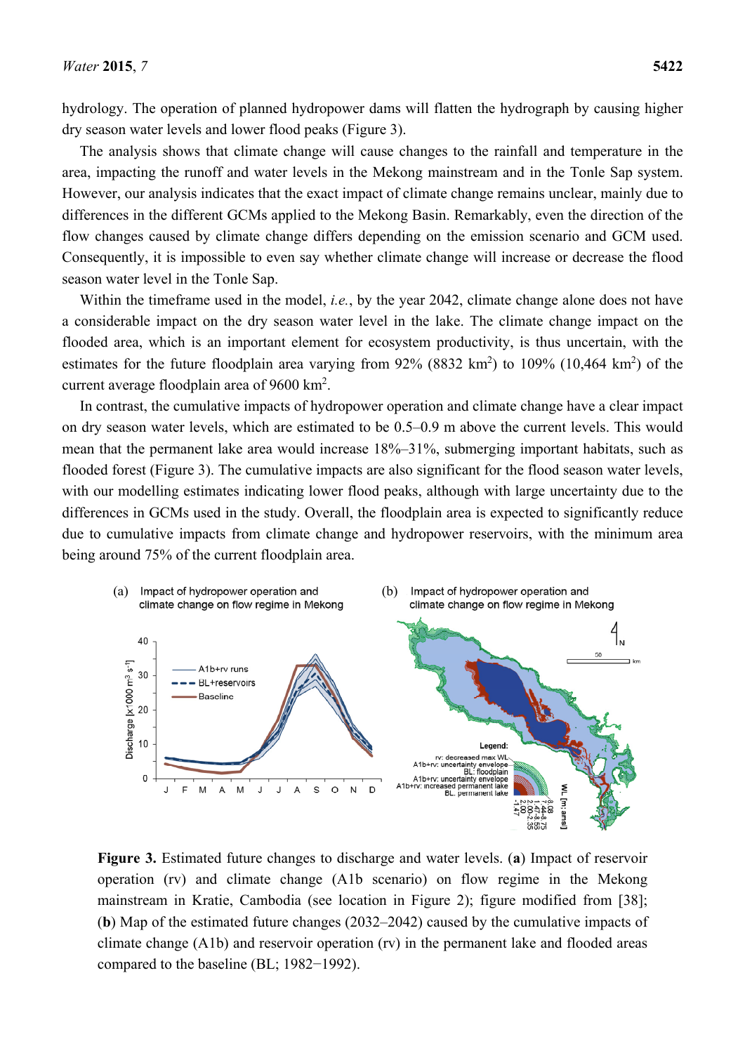hydrology. The operation of planned hydropower dams will flatten the hydrograph by causing higher dry season water levels and lower flood peaks (Figure 3).

The analysis shows that climate change will cause changes to the rainfall and temperature in the area, impacting the runoff and water levels in the Mekong mainstream and in the Tonle Sap system. However, our analysis indicates that the exact impact of climate change remains unclear, mainly due to differences in the different GCMs applied to the Mekong Basin. Remarkably, even the direction of the flow changes caused by climate change differs depending on the emission scenario and GCM used. Consequently, it is impossible to even say whether climate change will increase or decrease the flood season water level in the Tonle Sap.

Within the timeframe used in the model, *i.e.*, by the year 2042, climate change alone does not have a considerable impact on the dry season water level in the lake. The climate change impact on the flooded area, which is an important element for ecosystem productivity, is thus uncertain, with the estimates for the future floodplain area varying from 92% (8832 $km^2$) to 109% (10,464 $km^2$) of the current average floodplain area of 9600 $km^2$.

In contrast, the cumulative impacts of hydropower operation and climate change have a clear impact on dry season water levels, which are estimated to be 0.5–0.9 m above the current levels. This would mean that the permanent lake area would increase 18%–31%, submerging important habitats, such as flooded forest (Figure 3). The cumulative impacts are also significant for the flood season water levels, with our modelling estimates indicating lower flood peaks, although with large uncertainty due to the differences in GCMs used in the study. Overall, the floodplain area is expected to significantly reduce due to cumulative impacts from climate change and hydropower reservoirs, with the minimum area being around 75% of the current floodplain area.

**Figure 3.** Estimated future changes to discharge and water levels. (**a**) Impact of reservoir operation (rv) and climate change (A1b scenario) on flow regime in the Mekong mainstream in Kratie, Cambodia (see location in Figure 2); figure modified from [38]; (**b**) Map of the estimated future changes (2032–2042) caused by the cumulative impacts of climate change (A1b) and reservoir operation (rv) in the permanent lake and flooded areas compared to the baseline (BL; 1982−1992).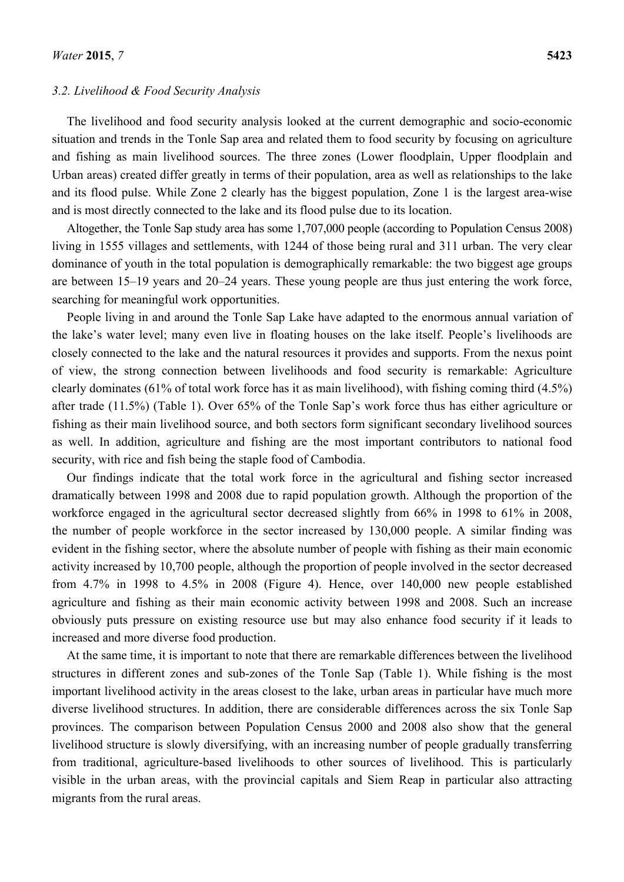### 3.2. Livelihood & Food Security Analysis

The livelihood and food security analysis looked at the current demographic and socio-economic situation and trends in the Tonle Sap area and related them to food security by focusing on agriculture and fishing as main livelihood sources. The three zones (Lower floodplain, Upper floodplain and Urban areas) created differ greatly in terms of their population, area as well as relationships to the lake and its flood pulse. While Zone 2 clearly has the biggest population, Zone 1 is the largest area-wise and is most directly connected to the lake and its flood pulse due to its location.

Altogether, the Tonle Sap study area has some 1,707,000 people (according to Population Census 2008) living in 1555 villages and settlements, with 1244 of those being rural and 311 urban. The very clear dominance of youth in the total population is demographically remarkable: the two biggest age groups are between 15–19 years and 20–24 years. These young people are thus just entering the work force, searching for meaningful work opportunities.

People living in and around the Tonle Sap Lake have adapted to the enormous annual variation of the lake's water level; many even live in floating houses on the lake itself. People's livelihoods are closely connected to the lake and the natural resources it provides and supports. From the nexus point of view, the strong connection between livelihoods and food security is remarkable: Agriculture clearly dominates (61% of total work force has it as main livelihood), with fishing coming third (4.5%) after trade (11.5%) (Table 1). Over 65% of the Tonle Sap's work force thus has either agriculture or fishing as their main livelihood source, and both sectors form significant secondary livelihood sources as well. In addition, agriculture and fishing are the most important contributors to national food security, with rice and fish being the staple food of Cambodia.

Our findings indicate that the total work force in the agricultural and fishing sector increased dramatically between 1998 and 2008 due to rapid population growth. Although the proportion of the workforce engaged in the agricultural sector decreased slightly from 66% in 1998 to 61% in 2008, the number of people workforce in the sector increased by 130,000 people. A similar finding was evident in the fishing sector, where the absolute number of people with fishing as their main economic activity increased by 10,700 people, although the proportion of people involved in the sector decreased from 4.7% in 1998 to 4.5% in 2008 (Figure 4). Hence, over 140,000 new people established agriculture and fishing as their main economic activity between 1998 and 2008. Such an increase obviously puts pressure on existing resource use but may also enhance food security if it leads to increased and more diverse food production.

At the same time, it is important to note that there are remarkable differences between the livelihood structures in different zones and sub-zones of the Tonle Sap (Table 1). While fishing is the most important livelihood activity in the areas closest to the lake, urban areas in particular have much more diverse livelihood structures. In addition, there are considerable differences across the six Tonle Sap provinces. The comparison between Population Census 2000 and 2008 also show that the general livelihood structure is slowly diversifying, with an increasing number of people gradually transferring from traditional, agriculture-based livelihoods to other sources of livelihood. This is particularly visible in the urban areas, with the provincial capitals and Siem Reap in particular also attracting migrants from the rural areas.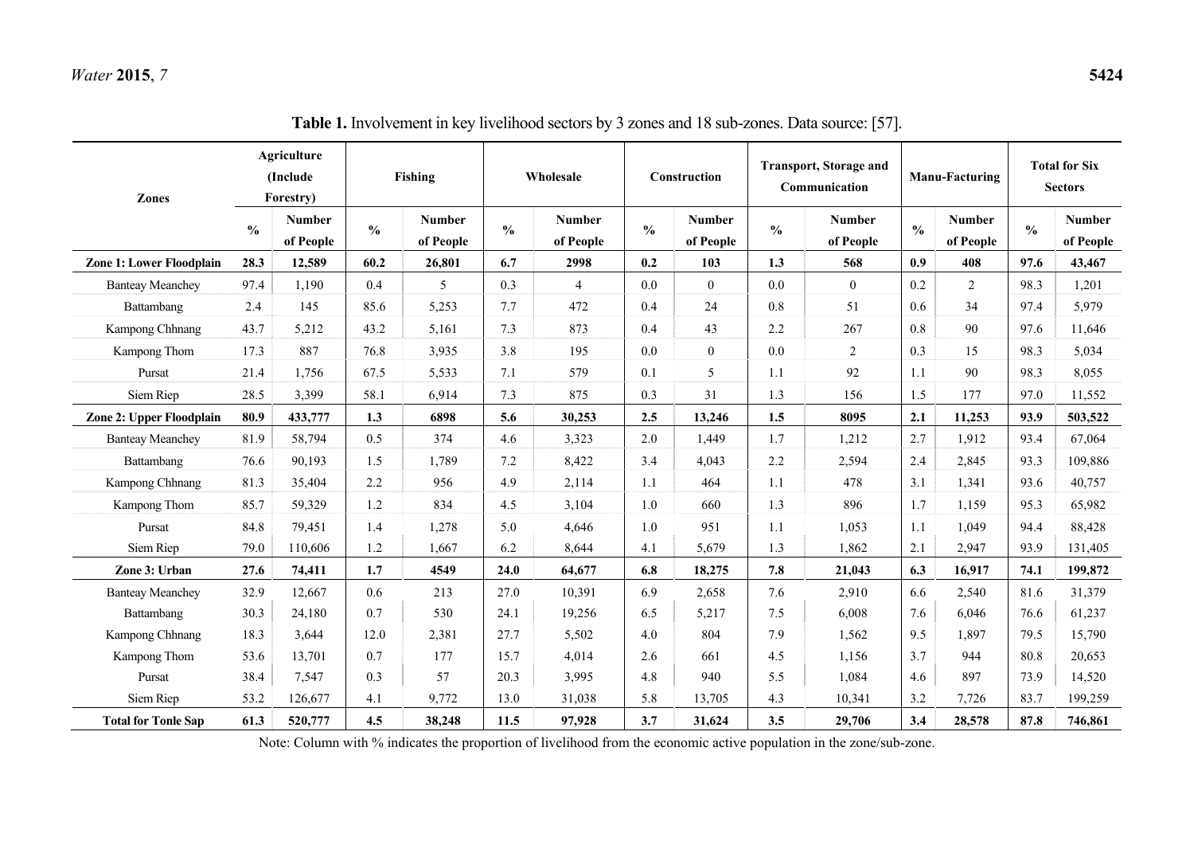**Table 1.** Involvement in key livelihood sectors by 3 zones and 18 sub-zones. Data source: [57].

| Zones | Agriculture (Include Forestry) | | Fishing | | Wholesale | | Construction | | Transport, Storage and Communication | | Manu-Facturing | | Total for Six Sectors | |
|---|---|---|---|---|---|---|---|---|---|---|---|---|---|---|
| | % | Number of People | % | Number of People | % | Number of People | % | Number of People | % | Number of People | % | Number of People | % | Number of People |
| **Zone 1: Lower Floodplain** | **28.3** | **12,589** | **60.2** | **26,801** | **6.7** | **2998** | **0.2** | **103** | **1.3** | **568** | **0.9** | **408** | **97.6** | **43,467** |
| Banteay Meanchey | 97.4 | 1,190 | 0.4 | 5 | 0.3 | 4 | 0.0 | 0 | 0.0 | 0 | 0.2 | 2 | 98.3 | 1,201 |
| Battambang | 2.4 | 145 | 85.6 | 5,253 | 7.7 | 472 | 0.4 | 24 | 0.8 | 51 | 0.6 | 34 | 97.4 | 5,979 |
| Kampong Chhnang | 43.7 | 5,212 | 43.2 | 5,161 | 7.3 | 873 | 0.4 | 43 | 2.2 | 267 | 0.8 | 90 | 97.6 | 11,646 |
| Kampong Thom | 17.3 | 887 | 76.8 | 3,935 | 3.8 | 195 | 0.0 | 0 | 0.0 | 2 | 0.3 | 15 | 98.3 | 5,034 |
| Pursat | 21.4 | 1,756 | 67.5 | 5,533 | 7.1 | 579 | 0.1 | 5 | 1.1 | 92 | 1.1 | 90 | 98.3 | 8,055 |
| Siem Riep | 28.5 | 3,399 | 58.1 | 6,914 | 7.3 | 875 | 0.3 | 31 | 1.3 | 156 | 1.5 | 177 | 97.0 | 11,552 |
| **Zone 2: Upper Floodplain** | **80.9** | **433,777** | **1.3** | **6898** | **5.6** | **30,253** | **2.5** | **13,246** | **1.5** | **8095** | **2.1** | **11,253** | **93.9** | **503,522** |
| Banteay Meanchey | 81.9 | 58,794 | 0.5 | 374 | 4.6 | 3,323 | 2.0 | 1,449 | 1.7 | 1,212 | 2.7 | 1,912 | 93.4 | 67,064 |
| Battambang | 76.6 | 90,193 | 1.5 | 1,789 | 7.2 | 8,422 | 3.4 | 4,043 | 2.2 | 2,594 | 2.4 | 2,845 | 93.3 | 109,886 |
| Kampong Chhnang | 81.3 | 35,404 | 2.2 | 956 | 4.9 | 2,114 | 1.1 | 464 | 1.1 | 478 | 3.1 | 1,341 | 93.6 | 40,757 |
| Kampong Thom | 85.7 | 59,329 | 1.2 | 834 | 4.5 | 3,104 | 1.0 | 660 | 1.3 | 896 | 1.7 | 1,159 | 95.3 | 65,982 |
| Pursat | 84.8 | 79,451 | 1.4 | 1,278 | 5.0 | 4,646 | 1.0 | 951 | 1.1 | 1,053 | 1.1 | 1,049 | 94.4 | 88,428 |
| Siem Riep | 79.0 | 110,606 | 1.2 | 1,667 | 6.2 | 8,644 | 4.1 | 5,679 | 1.3 | 1,862 | 2.1 | 2,947 | 93.9 | 131,405 |
| **Zone 3: Urban** | **27.6** | **74,411** | **1.7** | **4549** | **24.0** | **64,677** | **6.8** | **18,275** | **7.8** | **21,043** | **6.3** | **16,917** | **74.1** | **199,872** |
| Banteay Meanchey | 32.9 | 12,667 | 0.6 | 213 | 27.0 | 10,391 | 6.9 | 2,658 | 7.6 | 2,910 | 6.6 | 2,540 | 81.6 | 31,379 |
| Battambang | 30.3 | 24,180 | 0.7 | 530 | 24.1 | 19,256 | 6.5 | 5,217 | 7.5 | 6,008 | 7.6 | 6,046 | 76.6 | 61,237 |
| Kampong Chhnang | 18.3 | 3,644 | 12.0 | 2,381 | 27.7 | 5,502 | 4.0 | 804 | 7.9 | 1,562 | 9.5 | 1,897 | 79.5 | 15,790 |
| Kampong Thom | 53.6 | 13,701 | 0.7 | 177 | 15.7 | 4,014 | 2.6 | 661 | 4.5 | 1,156 | 3.7 | 944 | 80.8 | 20,653 |
| Pursat | 38.4 | 7,547 | 0.3 | 57 | 20.3 | 3,995 | 4.8 | 940 | 5.5 | 1,084 | 4.6 | 897 | 73.9 | 14,520 |
| Siem Riep | 53.2 | 126,677 | 4.1 | 9,772 | 13.0 | 31,038 | 5.8 | 13,705 | 4.3 | 10,341 | 3.2 | 7,726 | 83.7 | 199,259 |
| **Total for Tonle Sap** | **61.3** | **520,777** | **4.5** | **38,248** | **11.5** | **97,928** | **3.7** | **31,624** | **3.5** | **29,706** | **3.4** | **28,578** | **87.8** | **746,861** |

Note: Column with % indicates the proportion of livelihood from the economic active population in the zone/sub-zone.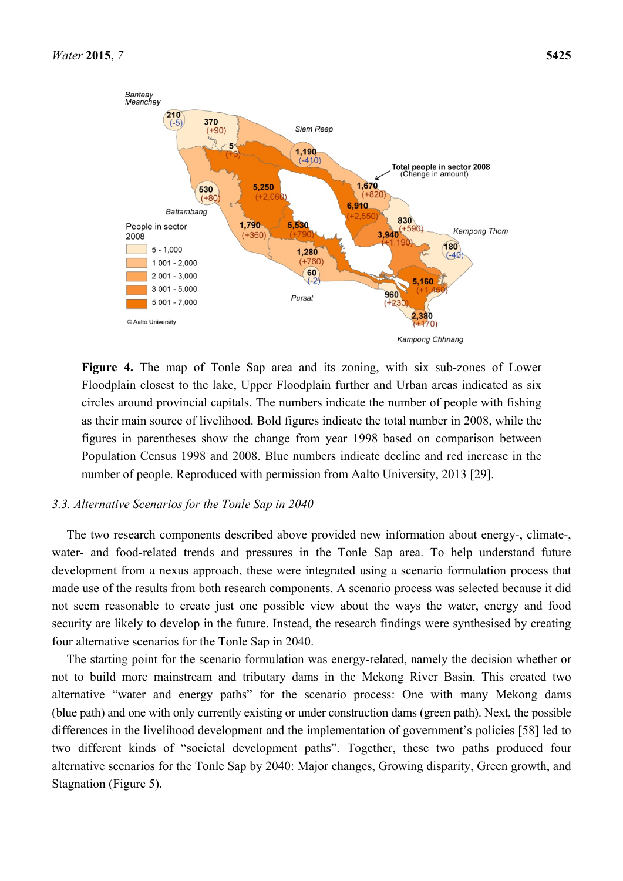**Figure 4.** The map of Tonle Sap area and its zoning, with six sub-zones of Lower Floodplain closest to the lake, Upper Floodplain further and Urban areas indicated as six circles around provincial capitals. The numbers indicate the number of people with fishing as their main source of livelihood. Bold figures indicate the total number in 2008, while the figures in parentheses show the change from year 1998 based on comparison between Population Census 1998 and 2008. Blue numbers indicate decline and red increase in the number of people. Reproduced with permission from Aalto University, 2013 [29].

### 3.3. Alternative Scenarios for the Tonle Sap in 2040

The two research components described above provided new information about energy-, climate-, water- and food-related trends and pressures in the Tonle Sap area. To help understand future development from a nexus approach, these were integrated using a scenario formulation process that made use of the results from both research components. A scenario process was selected because it did not seem reasonable to create just one possible view about the ways the water, energy and food security are likely to develop in the future. Instead, the research findings were synthesised by creating four alternative scenarios for the Tonle Sap in 2040.

The starting point for the scenario formulation was energy-related, namely the decision whether or not to build more mainstream and tributary dams in the Mekong River Basin. This created two alternative "water and energy paths" for the scenario process: One with many Mekong dams (blue path) and one with only currently existing or under construction dams (green path). Next, the possible differences in the livelihood development and the implementation of government's policies [58] led to two different kinds of "societal development paths". Together, these two paths produced four alternative scenarios for the Tonle Sap by 2040: Major changes, Growing disparity, Green growth, and Stagnation (Figure 5).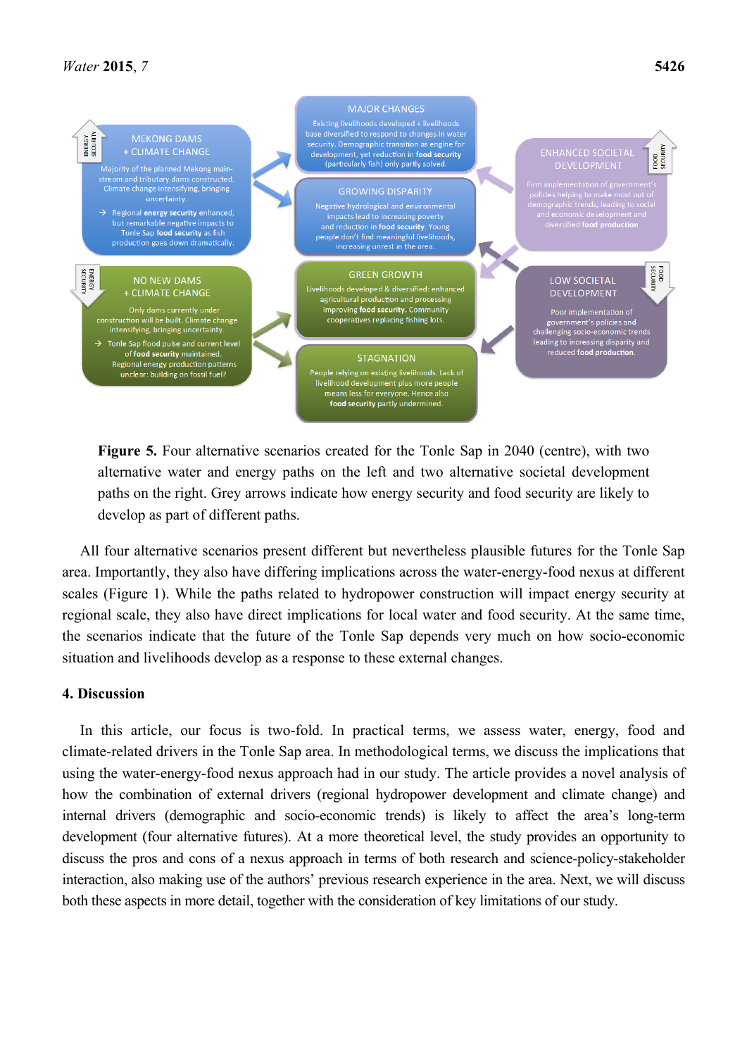**Figure 5.** Four alternative scenarios created for the Tonle Sap in 2040 (centre), with two alternative water and energy paths on the left and two alternative societal development paths on the right. Grey arrows indicate how energy security and food security are likely to develop as part of different paths.

All four alternative scenarios present different but nevertheless plausible futures for the Tonle Sap area. Importantly, they also have differing implications across the water-energy-food nexus at different scales (Figure 1). While the paths related to hydropower construction will impact energy security at regional scale, they also have direct implications for local water and food security. At the same time, the scenarios indicate that the future of the Tonle Sap depends very much on how socio-economic situation and livelihoods develop as a response to these external changes.

## 4. Discussion

In this article, our focus is two-fold. In practical terms, we assess water, energy, food and climate-related drivers in the Tonle Sap area. In methodological terms, we discuss the implications that using the water-energy-food nexus approach had in our study. The article provides a novel analysis of how the combination of external drivers (regional hydropower development and climate change) and internal drivers (demographic and socio-economic trends) is likely to affect the area's long-term development (four alternative futures). At a more theoretical level, the study provides an opportunity to discuss the pros and cons of a nexus approach in terms of both research and science-policy-stakeholder interaction, also making use of the authors' previous research experience in the area. Next, we will discuss both these aspects in more detail, together with the consideration of key limitations of our study.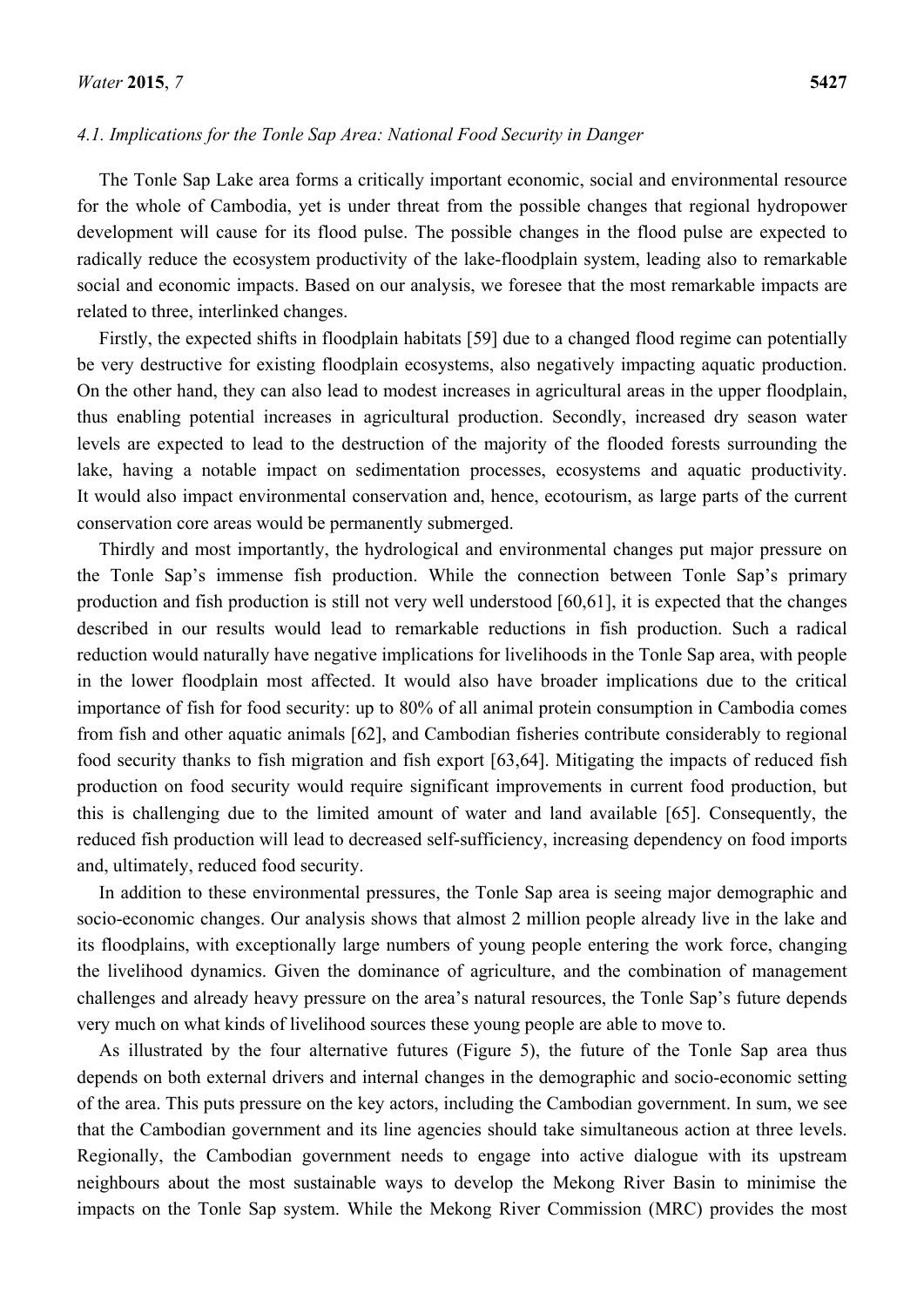### *4.1. Implications for the Tonle Sap Area: National Food Security in Danger*

The Tonle Sap Lake area forms a critically important economic, social and environmental resource for the whole of Cambodia, yet is under threat from the possible changes that regional hydropower development will cause for its flood pulse. The possible changes in the flood pulse are expected to radically reduce the ecosystem productivity of the lake-floodplain system, leading also to remarkable social and economic impacts. Based on our analysis, we foresee that the most remarkable impacts are related to three, interlinked changes.

Firstly, the expected shifts in floodplain habitats [59] due to a changed flood regime can potentially be very destructive for existing floodplain ecosystems, also negatively impacting aquatic production. On the other hand, they can also lead to modest increases in agricultural areas in the upper floodplain, thus enabling potential increases in agricultural production. Secondly, increased dry season water levels are expected to lead to the destruction of the majority of the flooded forests surrounding the lake, having a notable impact on sedimentation processes, ecosystems and aquatic productivity. It would also impact environmental conservation and, hence, ecotourism, as large parts of the current conservation core areas would be permanently submerged.

Thirdly and most importantly, the hydrological and environmental changes put major pressure on the Tonle Sap's immense fish production. While the connection between Tonle Sap's primary production and fish production is still not very well understood [60,61], it is expected that the changes described in our results would lead to remarkable reductions in fish production. Such a radical reduction would naturally have negative implications for livelihoods in the Tonle Sap area, with people in the lower floodplain most affected. It would also have broader implications due to the critical importance of fish for food security: up to 80% of all animal protein consumption in Cambodia comes from fish and other aquatic animals [62], and Cambodian fisheries contribute considerably to regional food security thanks to fish migration and fish export [63,64]. Mitigating the impacts of reduced fish production on food security would require significant improvements in current food production, but this is challenging due to the limited amount of water and land available [65]. Consequently, the reduced fish production will lead to decreased self-sufficiency, increasing dependency on food imports and, ultimately, reduced food security.

In addition to these environmental pressures, the Tonle Sap area is seeing major demographic and socio-economic changes. Our analysis shows that almost 2 million people already live in the lake and its floodplains, with exceptionally large numbers of young people entering the work force, changing the livelihood dynamics. Given the dominance of agriculture, and the combination of management challenges and already heavy pressure on the area's natural resources, the Tonle Sap's future depends very much on what kinds of livelihood sources these young people are able to move to.

As illustrated by the four alternative futures (Figure 5), the future of the Tonle Sap area thus depends on both external drivers and internal changes in the demographic and socio-economic setting of the area. This puts pressure on the key actors, including the Cambodian government. In sum, we see that the Cambodian government and its line agencies should take simultaneous action at three levels. Regionally, the Cambodian government needs to engage into active dialogue with its upstream neighbours about the most sustainable ways to develop the Mekong River Basin to minimise the impacts on the Tonle Sap system. While the Mekong River Commission (MRC) provides the most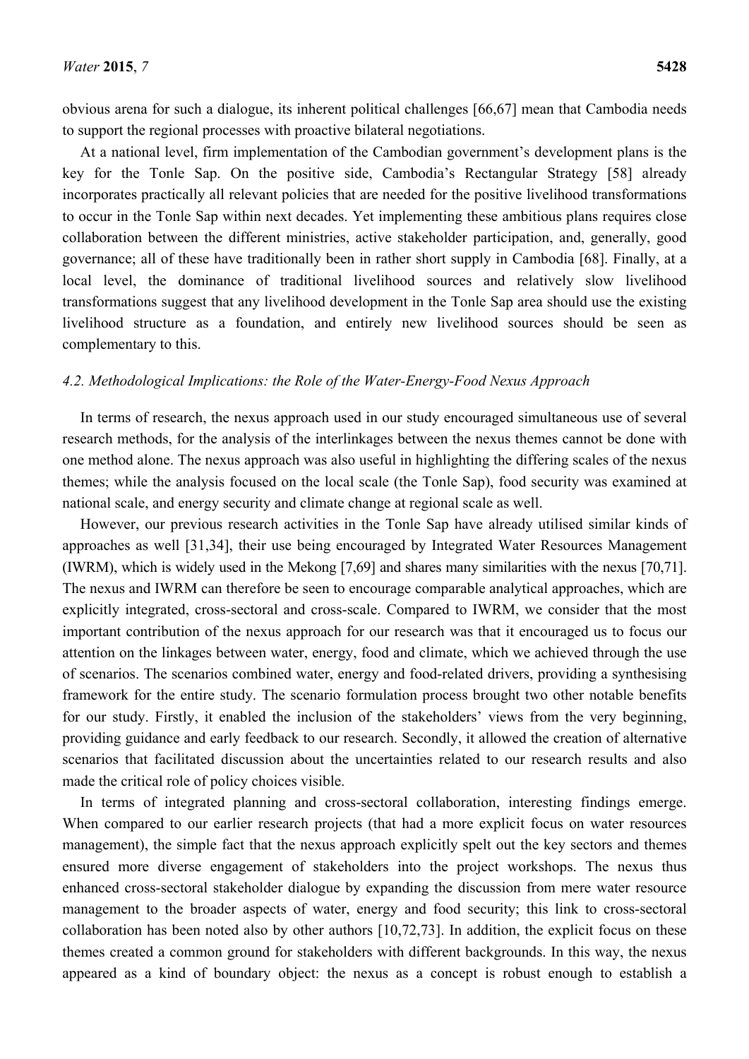obvious arena for such a dialogue, its inherent political challenges [66,67] mean that Cambodia needs to support the regional processes with proactive bilateral negotiations.

At a national level, firm implementation of the Cambodian government's development plans is the key for the Tonle Sap. On the positive side, Cambodia's Rectangular Strategy [58] already incorporates practically all relevant policies that are needed for the positive livelihood transformations to occur in the Tonle Sap within next decades. Yet implementing these ambitious plans requires close collaboration between the different ministries, active stakeholder participation, and, generally, good governance; all of these have traditionally been in rather short supply in Cambodia [68]. Finally, at a local level, the dominance of traditional livelihood sources and relatively slow livelihood transformations suggest that any livelihood development in the Tonle Sap area should use the existing livelihood structure as a foundation, and entirely new livelihood sources should be seen as complementary to this.

### *4.2. Methodological Implications: the Role of the Water-Energy-Food Nexus Approach*

In terms of research, the nexus approach used in our study encouraged simultaneous use of several research methods, for the analysis of the interlinkages between the nexus themes cannot be done with one method alone. The nexus approach was also useful in highlighting the differing scales of the nexus themes; while the analysis focused on the local scale (the Tonle Sap), food security was examined at national scale, and energy security and climate change at regional scale as well.

However, our previous research activities in the Tonle Sap have already utilised similar kinds of approaches as well [31,34], their use being encouraged by Integrated Water Resources Management (IWRM), which is widely used in the Mekong [7,69] and shares many similarities with the nexus [70,71]. The nexus and IWRM can therefore be seen to encourage comparable analytical approaches, which are explicitly integrated, cross-sectoral and cross-scale. Compared to IWRM, we consider that the most important contribution of the nexus approach for our research was that it encouraged us to focus our attention on the linkages between water, energy, food and climate, which we achieved through the use of scenarios. The scenarios combined water, energy and food-related drivers, providing a synthesising framework for the entire study. The scenario formulation process brought two other notable benefits for our study. Firstly, it enabled the inclusion of the stakeholders' views from the very beginning, providing guidance and early feedback to our research. Secondly, it allowed the creation of alternative scenarios that facilitated discussion about the uncertainties related to our research results and also made the critical role of policy choices visible.

In terms of integrated planning and cross-sectoral collaboration, interesting findings emerge. When compared to our earlier research projects (that had a more explicit focus on water resources management), the simple fact that the nexus approach explicitly spelt out the key sectors and themes ensured more diverse engagement of stakeholders into the project workshops. The nexus thus enhanced cross-sectoral stakeholder dialogue by expanding the discussion from mere water resource management to the broader aspects of water, energy and food security; this link to cross-sectoral collaboration has been noted also by other authors [10,72,73]. In addition, the explicit focus on these themes created a common ground for stakeholders with different backgrounds. In this way, the nexus appeared as a kind of boundary object: the nexus as a concept is robust enough to establish a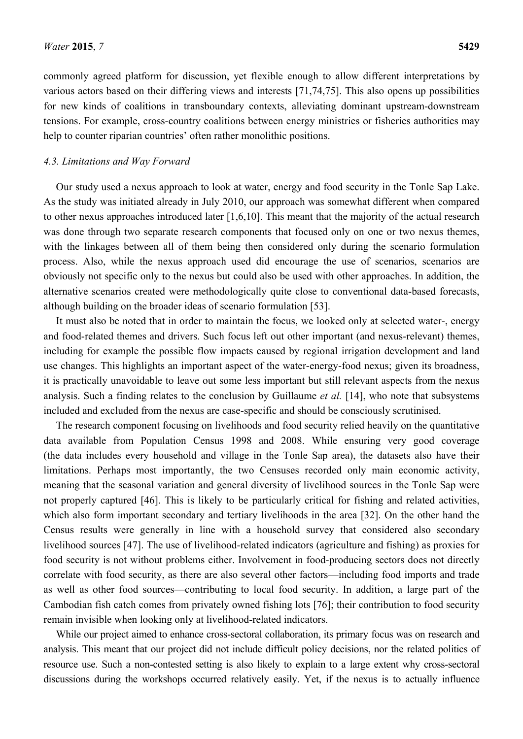commonly agreed platform for discussion, yet flexible enough to allow different interpretations by various actors based on their differing views and interests [71,74,75]. This also opens up possibilities for new kinds of coalitions in transboundary contexts, alleviating dominant upstream-downstream tensions. For example, cross-country coalitions between energy ministries or fisheries authorities may help to counter riparian countries' often rather monolithic positions.

### *4.3. Limitations and Way Forward*

Our study used a nexus approach to look at water, energy and food security in the Tonle Sap Lake. As the study was initiated already in July 2010, our approach was somewhat different when compared to other nexus approaches introduced later [1,6,10]. This meant that the majority of the actual research was done through two separate research components that focused only on one or two nexus themes, with the linkages between all of them being then considered only during the scenario formulation process. Also, while the nexus approach used did encourage the use of scenarios, scenarios are obviously not specific only to the nexus but could also be used with other approaches. In addition, the alternative scenarios created were methodologically quite close to conventional data-based forecasts, although building on the broader ideas of scenario formulation [53].

It must also be noted that in order to maintain the focus, we looked only at selected water-, energy and food-related themes and drivers. Such focus left out other important (and nexus-relevant) themes, including for example the possible flow impacts caused by regional irrigation development and land use changes. This highlights an important aspect of the water-energy-food nexus; given its broadness, it is practically unavoidable to leave out some less important but still relevant aspects from the nexus analysis. Such a finding relates to the conclusion by Guillaume *et al.* [14], who note that subsystems included and excluded from the nexus are case-specific and should be consciously scrutinised.

The research component focusing on livelihoods and food security relied heavily on the quantitative data available from Population Census 1998 and 2008. While ensuring very good coverage (the data includes every household and village in the Tonle Sap area), the datasets also have their limitations. Perhaps most importantly, the two Censuses recorded only main economic activity, meaning that the seasonal variation and general diversity of livelihood sources in the Tonle Sap were not properly captured [46]. This is likely to be particularly critical for fishing and related activities, which also form important secondary and tertiary livelihoods in the area [32]. On the other hand the Census results were generally in line with a household survey that considered also secondary livelihood sources [47]. The use of livelihood-related indicators (agriculture and fishing) as proxies for food security is not without problems either. Involvement in food-producing sectors does not directly correlate with food security, as there are also several other factors—including food imports and trade as well as other food sources—contributing to local food security. In addition, a large part of the Cambodian fish catch comes from privately owned fishing lots [76]; their contribution to food security remain invisible when looking only at livelihood-related indicators.

While our project aimed to enhance cross-sectoral collaboration, its primary focus was on research and analysis. This meant that our project did not include difficult policy decisions, nor the related politics of resource use. Such a non-contested setting is also likely to explain to a large extent why cross-sectoral discussions during the workshops occurred relatively easily. Yet, if the nexus is to actually influence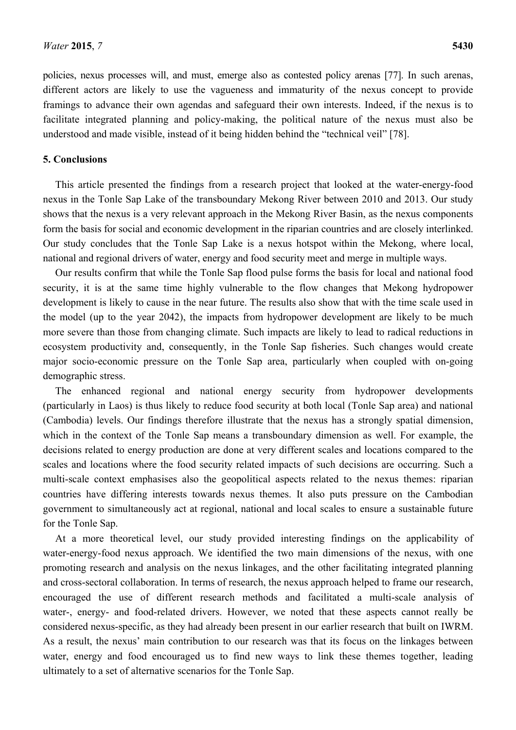policies, nexus processes will, and must, emerge also as contested policy arenas [77]. In such arenas, different actors are likely to use the vagueness and immaturity of the nexus concept to provide framings to advance their own agendas and safeguard their own interests. Indeed, if the nexus is to facilitate integrated planning and policy-making, the political nature of the nexus must also be understood and made visible, instead of it being hidden behind the "technical veil" [78].

## 5. Conclusions

This article presented the findings from a research project that looked at the water-energy-food nexus in the Tonle Sap Lake of the transboundary Mekong River between 2010 and 2013. Our study shows that the nexus is a very relevant approach in the Mekong River Basin, as the nexus components form the basis for social and economic development in the riparian countries and are closely interlinked. Our study concludes that the Tonle Sap Lake is a nexus hotspot within the Mekong, where local, national and regional drivers of water, energy and food security meet and merge in multiple ways.

Our results confirm that while the Tonle Sap flood pulse forms the basis for local and national food security, it is at the same time highly vulnerable to the flow changes that Mekong hydropower development is likely to cause in the near future. The results also show that with the time scale used in the model (up to the year 2042), the impacts from hydropower development are likely to be much more severe than those from changing climate. Such impacts are likely to lead to radical reductions in ecosystem productivity and, consequently, in the Tonle Sap fisheries. Such changes would create major socio-economic pressure on the Tonle Sap area, particularly when coupled with on-going demographic stress.

The enhanced regional and national energy security from hydropower developments (particularly in Laos) is thus likely to reduce food security at both local (Tonle Sap area) and national (Cambodia) levels. Our findings therefore illustrate that the nexus has a strongly spatial dimension, which in the context of the Tonle Sap means a transboundary dimension as well. For example, the decisions related to energy production are done at very different scales and locations compared to the scales and locations where the food security related impacts of such decisions are occurring. Such a multi-scale context emphasises also the geopolitical aspects related to the nexus themes: riparian countries have differing interests towards nexus themes. It also puts pressure on the Cambodian government to simultaneously act at regional, national and local scales to ensure a sustainable future for the Tonle Sap.

At a more theoretical level, our study provided interesting findings on the applicability of water-energy-food nexus approach. We identified the two main dimensions of the nexus, with one promoting research and analysis on the nexus linkages, and the other facilitating integrated planning and cross-sectoral collaboration. In terms of research, the nexus approach helped to frame our research, encouraged the use of different research methods and facilitated a multi-scale analysis of water-, energy- and food-related drivers. However, we noted that these aspects cannot really be considered nexus-specific, as they had already been present in our earlier research that built on IWRM. As a result, the nexus' main contribution to our research was that its focus on the linkages between water, energy and food encouraged us to find new ways to link these themes together, leading ultimately to a set of alternative scenarios for the Tonle Sap.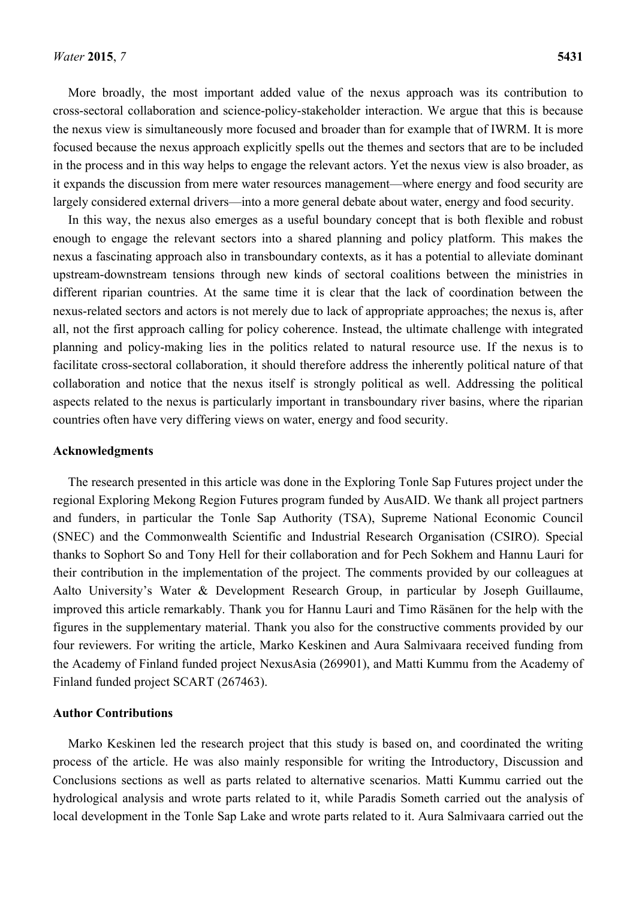More broadly, the most important added value of the nexus approach was its contribution to cross-sectoral collaboration and science-policy-stakeholder interaction. We argue that this is because the nexus view is simultaneously more focused and broader than for example that of IWRM. It is more focused because the nexus approach explicitly spells out the themes and sectors that are to be included in the process and in this way helps to engage the relevant actors. Yet the nexus view is also broader, as it expands the discussion from mere water resources management—where energy and food security are largely considered external drivers—into a more general debate about water, energy and food security.

In this way, the nexus also emerges as a useful boundary concept that is both flexible and robust enough to engage the relevant sectors into a shared planning and policy platform. This makes the nexus a fascinating approach also in transboundary contexts, as it has a potential to alleviate dominant upstream-downstream tensions through new kinds of sectoral coalitions between the ministries in different riparian countries. At the same time it is clear that the lack of coordination between the nexus-related sectors and actors is not merely due to lack of appropriate approaches; the nexus is, after all, not the first approach calling for policy coherence. Instead, the ultimate challenge with integrated planning and policy-making lies in the politics related to natural resource use. If the nexus is to facilitate cross-sectoral collaboration, it should therefore address the inherently political nature of that collaboration and notice that the nexus itself is strongly political as well. Addressing the political aspects related to the nexus is particularly important in transboundary river basins, where the riparian countries often have very differing views on water, energy and food security.

## Acknowledgments

The research presented in this article was done in the Exploring Tonle Sap Futures project under the regional Exploring Mekong Region Futures program funded by AusAID. We thank all project partners and funders, in particular the Tonle Sap Authority (TSA), Supreme National Economic Council (SNEC) and the Commonwealth Scientific and Industrial Research Organisation (CSIRO). Special thanks to Sophort So and Tony Hell for their collaboration and for Pech Sokhem and Hannu Lauri for their contribution in the implementation of the project. The comments provided by our colleagues at Aalto University's Water & Development Research Group, in particular by Joseph Guillaume, improved this article remarkably. Thank you for Hannu Lauri and Timo Räsänen for the help with the figures in the supplementary material. Thank you also for the constructive comments provided by our four reviewers. For writing the article, Marko Keskinen and Aura Salmivaara received funding from the Academy of Finland funded project NexusAsia (269901), and Matti Kummu from the Academy of Finland funded project SCART (267463).

## Author Contributions

Marko Keskinen led the research project that this study is based on, and coordinated the writing process of the article. He was also mainly responsible for writing the Introductory, Discussion and Conclusions sections as well as parts related to alternative scenarios. Matti Kummu carried out the hydrological analysis and wrote parts related to it, while Paradis Someth carried out the analysis of local development in the Tonle Sap Lake and wrote parts related to it. Aura Salmivaara carried out the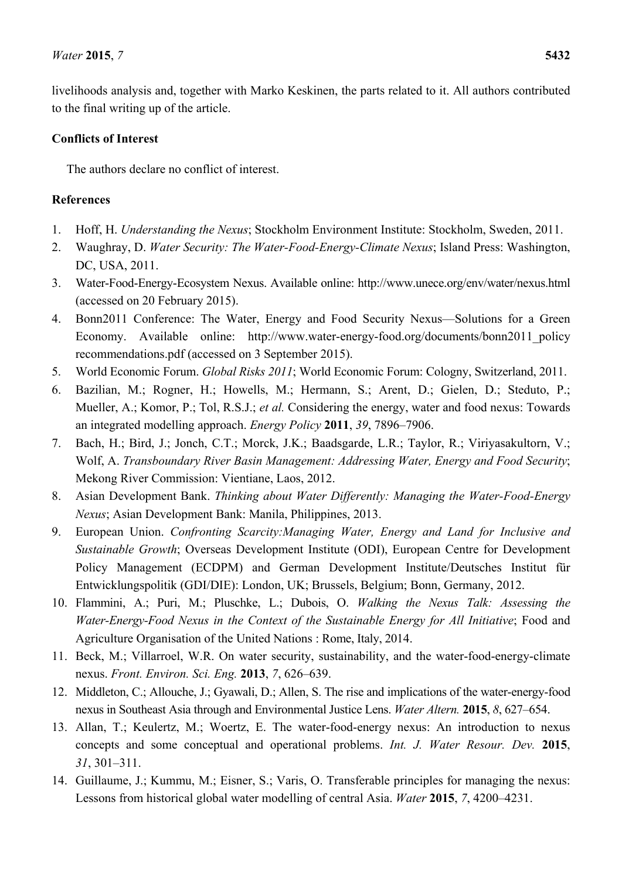livelihoods analysis and, together with Marko Keskinen, the parts related to it. All authors contributed to the final writing up of the article.

**Conflicts of Interest**

The authors declare no conflict of interest.

**References**

1. Hoff, H. *Understanding the Nexus*; Stockholm Environment Institute: Stockholm, Sweden, 2011.
2. Waughray, D. *Water Security: The Water-Food-Energy-Climate Nexus*; Island Press: Washington, DC, USA, 2011.
3. Water-Food-Energy-Ecosystem Nexus. Available online: http://www.unece.org/env/water/nexus.html (accessed on 20 February 2015).
4. Bonn2011 Conference: The Water, Energy and Food Security Nexus—Solutions for a Green Economy. Available online: http://www.water-energy-food.org/documents/bonn2011_policy recommendations.pdf (accessed on 3 September 2015).
5. World Economic Forum. *Global Risks 2011*; World Economic Forum: Cologny, Switzerland, 2011.
6. Bazilian, M.; Rogner, H.; Howells, M.; Hermann, S.; Arent, D.; Gielen, D.; Steduto, P.; Mueller, A.; Komor, P.; Tol, R.S.J.; *et al.* Considering the energy, water and food nexus: Towards an integrated modelling approach. *Energy Policy* **2011**, *39*, 7896–7906.
7. Bach, H.; Bird, J.; Jonch, C.T.; Morck, J.K.; Baadsgarde, L.R.; Taylor, R.; Viriyasakultorn, V.; Wolf, A. *Transboundary River Basin Management: Addressing Water, Energy and Food Security*; Mekong River Commission: Vientiane, Laos, 2012.
8. Asian Development Bank. *Thinking about Water Differently: Managing the Water-Food-Energy Nexus*; Asian Development Bank: Manila, Philippines, 2013.
9. European Union. *Confronting Scarcity:Managing Water, Energy and Land for Inclusive and Sustainable Growth*; Overseas Development Institute (ODI), European Centre for Development Policy Management (ECDPM) and German Development Institute/Deutsches Institut für Entwicklungspolitik (GDI/DIE): London, UK; Brussels, Belgium; Bonn, Germany, 2012.
10. Flammini, A.; Puri, M.; Pluschke, L.; Dubois, O. *Walking the Nexus Talk: Assessing the Water-Energy-Food Nexus in the Context of the Sustainable Energy for All Initiative*; Food and Agriculture Organisation of the United Nations : Rome, Italy, 2014.
11. Beck, M.; Villarroel, W.R. On water security, sustainability, and the water-food-energy-climate nexus. *Front. Environ. Sci. Eng.* **2013**, *7*, 626–639.
12. Middleton, C.; Allouche, J.; Gyawali, D.; Allen, S. The rise and implications of the water-energy-food nexus in Southeast Asia through and Environmental Justice Lens. *Water Altern.* **2015**, *8*, 627–654.
13. Allan, T.; Keulertz, M.; Woertz, E. The water-food-energy nexus: An introduction to nexus concepts and some conceptual and operational problems. *Int. J. Water Resour. Dev.* **2015**, *31*, 301–311.
14. Guillaume, J.; Kummu, M.; Eisner, S.; Varis, O. Transferable principles for managing the nexus: Lessons from historical global water modelling of central Asia. *Water* **2015**, *7*, 4200–4231.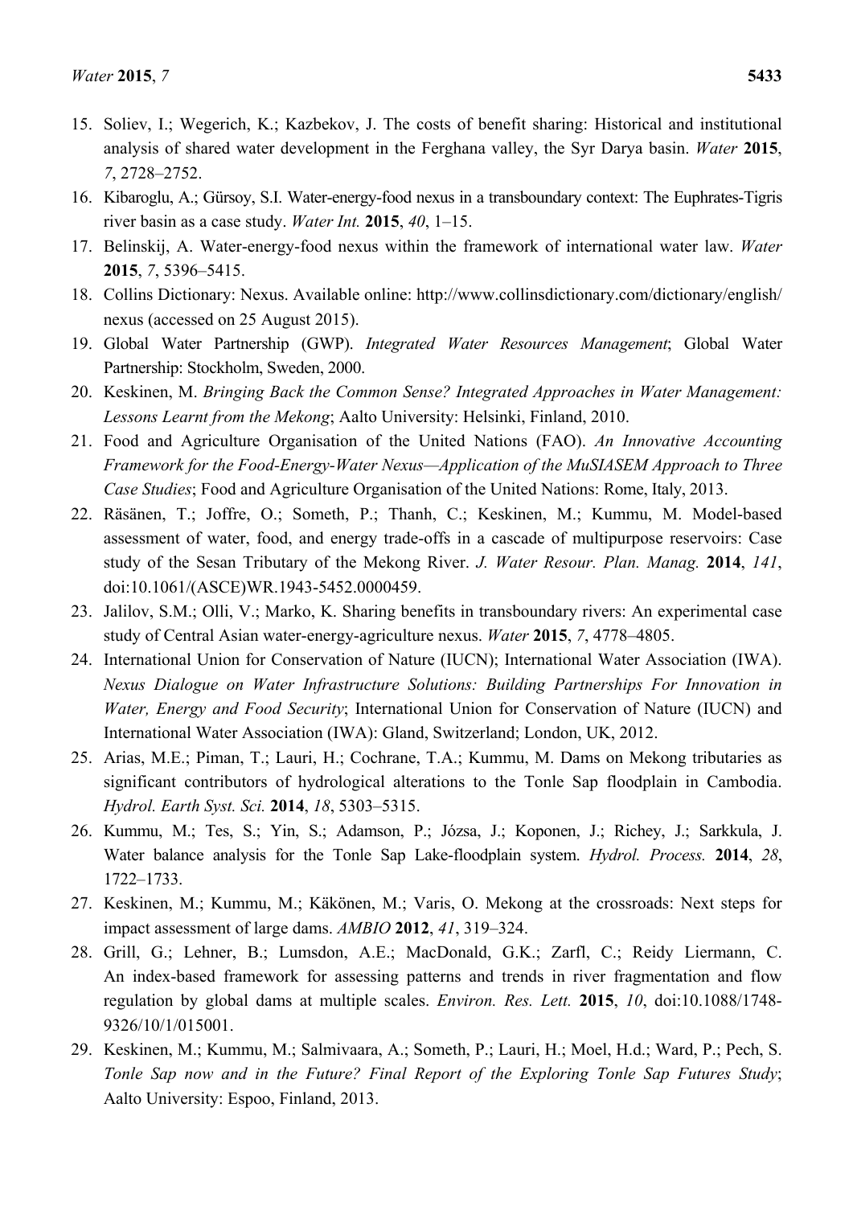15. Soliev, I.; Wegerich, K.; Kazbekov, J. The costs of benefit sharing: Historical and institutional analysis of shared water development in the Ferghana valley, the Syr Darya basin. *Water* **2015**, *7*, 2728–2752.
16. Kibaroglu, A.; Gürsoy, S.I. Water-energy-food nexus in a transboundary context: The Euphrates-Tigris river basin as a case study. *Water Int.* **2015**, *40*, 1–15.
17. Belinskij, A. Water-energy-food nexus within the framework of international water law. *Water* **2015**, *7*, 5396–5415.
18. Collins Dictionary: Nexus. Available online: http://www.collinsdictionary.com/dictionary/english/nexus (accessed on 25 August 2015).
19. Global Water Partnership (GWP). *Integrated Water Resources Management*; Global Water Partnership: Stockholm, Sweden, 2000.
20. Keskinen, M. *Bringing Back the Common Sense? Integrated Approaches in Water Management: Lessons Learnt from the Mekong*; Aalto University: Helsinki, Finland, 2010.
21. Food and Agriculture Organisation of the United Nations (FAO). *An Innovative Accounting Framework for the Food-Energy-Water Nexus—Application of the MuSIASEM Approach to Three Case Studies*; Food and Agriculture Organisation of the United Nations: Rome, Italy, 2013.
22. Räsänen, T.; Joffre, O.; Someth, P.; Thanh, C.; Keskinen, M.; Kummu, M. Model-based assessment of water, food, and energy trade-offs in a cascade of multipurpose reservoirs: Case study of the Sesan Tributary of the Mekong River. *J. Water Resour. Plan. Manag.* **2014**, *141*, doi:10.1061/(ASCE)WR.1943-5452.0000459.
23. Jalilov, S.M.; Olli, V.; Marko, K. Sharing benefits in transboundary rivers: An experimental case study of Central Asian water-energy-agriculture nexus. *Water* **2015**, *7*, 4778–4805.
24. International Union for Conservation of Nature (IUCN); International Water Association (IWA). *Nexus Dialogue on Water Infrastructure Solutions: Building Partnerships For Innovation in Water, Energy and Food Security*; International Union for Conservation of Nature (IUCN) and International Water Association (IWA): Gland, Switzerland; London, UK, 2012.
25. Arias, M.E.; Piman, T.; Lauri, H.; Cochrane, T.A.; Kummu, M. Dams on Mekong tributaries as significant contributors of hydrological alterations to the Tonle Sap floodplain in Cambodia. *Hydrol. Earth Syst. Sci.* **2014**, *18*, 5303–5315.
26. Kummu, M.; Tes, S.; Yin, S.; Adamson, P.; Józsa, J.; Koponen, J.; Richey, J.; Sarkkula, J. Water balance analysis for the Tonle Sap Lake-floodplain system. *Hydrol. Process.* **2014**, *28*, 1722–1733.
27. Keskinen, M.; Kummu, M.; Käkönen, M.; Varis, O. Mekong at the crossroads: Next steps for impact assessment of large dams. *AMBIO* **2012**, *41*, 319–324.
28. Grill, G.; Lehner, B.; Lumsdon, A.E.; MacDonald, G.K.; Zarfl, C.; Reidy Liermann, C. An index-based framework for assessing patterns and trends in river fragmentation and flow regulation by global dams at multiple scales. *Environ. Res. Lett.* **2015**, *10*, doi:10.1088/1748-9326/10/1/015001.
29. Keskinen, M.; Kummu, M.; Salmivaara, A.; Someth, P.; Lauri, H.; Moel, H.d.; Ward, P.; Pech, S. *Tonle Sap now and in the Future? Final Report of the Exploring Tonle Sap Futures Study*; Aalto University: Espoo, Finland, 2013.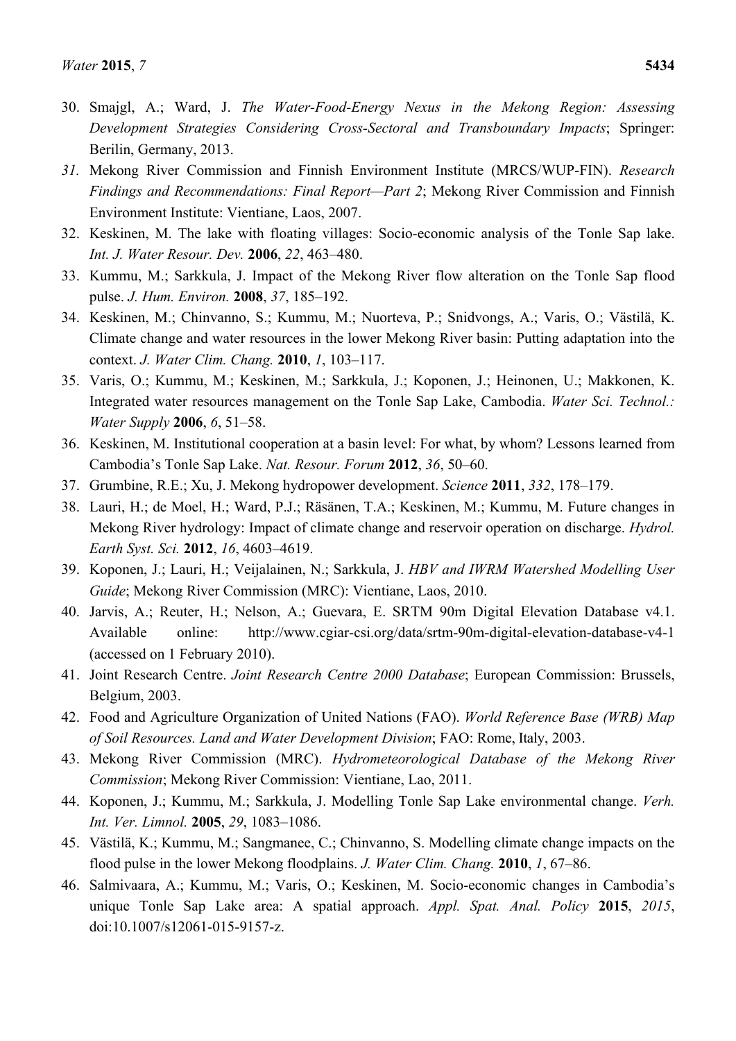30. Smajgl, A.; Ward, J. *The Water-Food-Energy Nexus in the Mekong Region: Assessing Development Strategies Considering Cross-Sectoral and Transboundary Impacts*; Springer: Berilin, Germany, 2013.
31. Mekong River Commission and Finnish Environment Institute (MRCS/WUP-FIN). *Research Findings and Recommendations: Final Report—Part 2*; Mekong River Commission and Finnish Environment Institute: Vientiane, Laos, 2007.
32. Keskinen, M. The lake with floating villages: Socio-economic analysis of the Tonle Sap lake. *Int. J. Water Resour. Dev.* **2006**, *22*, 463–480.
33. Kummu, M.; Sarkkula, J. Impact of the Mekong River flow alteration on the Tonle Sap flood pulse. *J. Hum. Environ.* **2008**, *37*, 185–192.
34. Keskinen, M.; Chinvanno, S.; Kummu, M.; Nuorteva, P.; Snidvongs, A.; Varis, O.; Västilä, K. Climate change and water resources in the lower Mekong River basin: Putting adaptation into the context. *J. Water Clim. Chang.* **2010**, *1*, 103–117.
35. Varis, O.; Kummu, M.; Keskinen, M.; Sarkkula, J.; Koponen, J.; Heinonen, U.; Makkonen, K. Integrated water resources management on the Tonle Sap Lake, Cambodia. *Water Sci. Technol.: Water Supply* **2006**, *6*, 51–58.
36. Keskinen, M. Institutional cooperation at a basin level: For what, by whom? Lessons learned from Cambodia's Tonle Sap Lake. *Nat. Resour. Forum* **2012**, *36*, 50–60.
37. Grumbine, R.E.; Xu, J. Mekong hydropower development. *Science* **2011**, *332*, 178–179.
38. Lauri, H.; de Moel, H.; Ward, P.J.; Räsänen, T.A.; Keskinen, M.; Kummu, M. Future changes in Mekong River hydrology: Impact of climate change and reservoir operation on discharge. *Hydrol. Earth Syst. Sci.* **2012**, *16*, 4603–4619.
39. Koponen, J.; Lauri, H.; Veijalainen, N.; Sarkkula, J. *HBV and IWRM Watershed Modelling User Guide*; Mekong River Commission (MRC): Vientiane, Laos, 2010.
40. Jarvis, A.; Reuter, H.; Nelson, A.; Guevara, E. SRTM 90m Digital Elevation Database v4.1. Available online: http://www.cgiar-csi.org/data/srtm-90m-digital-elevation-database-v4-1 (accessed on 1 February 2010).
41. Joint Research Centre. *Joint Research Centre 2000 Database*; European Commission: Brussels, Belgium, 2003.
42. Food and Agriculture Organization of United Nations (FAO). *World Reference Base (WRB) Map of Soil Resources. Land and Water Development Division*; FAO: Rome, Italy, 2003.
43. Mekong River Commission (MRC). *Hydrometeorological Database of the Mekong River Commission*; Mekong River Commission: Vientiane, Lao, 2011.
44. Koponen, J.; Kummu, M.; Sarkkula, J. Modelling Tonle Sap Lake environmental change. *Verh. Int. Ver. Limnol.* **2005**, *29*, 1083–1086.
45. Västilä, K.; Kummu, M.; Sangmanee, C.; Chinvanno, S. Modelling climate change impacts on the flood pulse in the lower Mekong floodplains. *J. Water Clim. Chang.* **2010**, *1*, 67–86.
46. Salmivaara, A.; Kummu, M.; Varis, O.; Keskinen, M. Socio-economic changes in Cambodia's unique Tonle Sap Lake area: A spatial approach. *Appl. Spat. Anal. Policy* **2015**, *2015*, doi:10.1007/s12061-015-9157-z.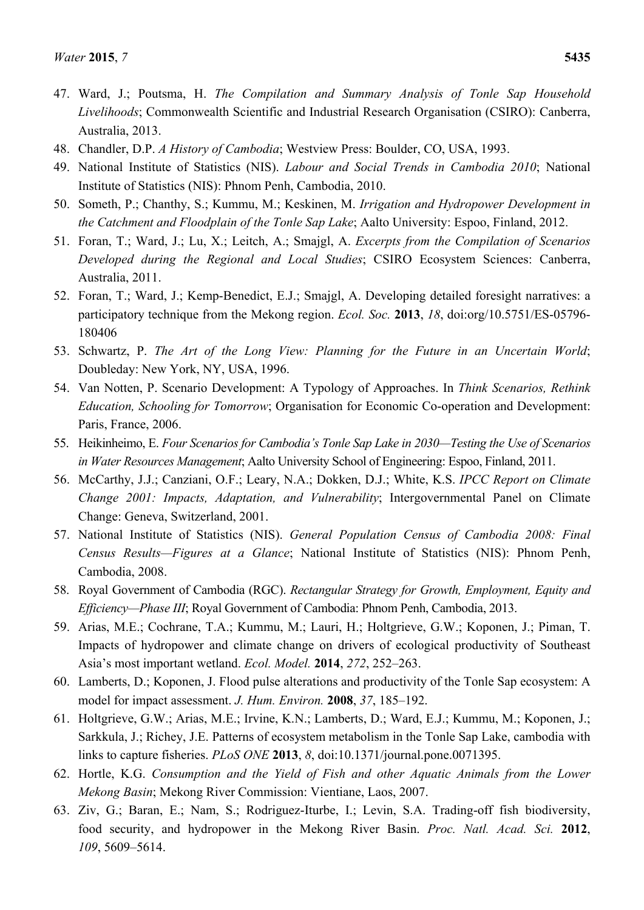47. Ward, J.; Poutsma, H. *The Compilation and Summary Analysis of Tonle Sap Household Livelihoods*; Commonwealth Scientific and Industrial Research Organisation (CSIRO): Canberra, Australia, 2013.
48. Chandler, D.P. *A History of Cambodia*; Westview Press: Boulder, CO, USA, 1993.
49. National Institute of Statistics (NIS). *Labour and Social Trends in Cambodia 2010*; National Institute of Statistics (NIS): Phnom Penh, Cambodia, 2010.
50. Someth, P.; Chanthy, S.; Kummu, M.; Keskinen, M. *Irrigation and Hydropower Development in the Catchment and Floodplain of the Tonle Sap Lake*; Aalto University: Espoo, Finland, 2012.
51. Foran, T.; Ward, J.; Lu, X.; Leitch, A.; Smajgl, A. *Excerpts from the Compilation of Scenarios Developed during the Regional and Local Studies*; CSIRO Ecosystem Sciences: Canberra, Australia, 2011.
52. Foran, T.; Ward, J.; Kemp-Benedict, E.J.; Smajgl, A. Developing detailed foresight narratives: a participatory technique from the Mekong region. *Ecol. Soc.* **2013**, *18*, doi:org/10.5751/ES-05796-180406
53. Schwartz, P. *The Art of the Long View: Planning for the Future in an Uncertain World*; Doubleday: New York, NY, USA, 1996.
54. Van Notten, P. Scenario Development: A Typology of Approaches. In *Think Scenarios, Rethink Education, Schooling for Tomorrow*; Organisation for Economic Co-operation and Development: Paris, France, 2006.
55. Heikinheimo, E. *Four Scenarios for Cambodia's Tonle Sap Lake in 2030—Testing the Use of Scenarios in Water Resources Management*; Aalto University School of Engineering: Espoo, Finland, 2011.
56. McCarthy, J.J.; Canziani, O.F.; Leary, N.A.; Dokken, D.J.; White, K.S. *IPCC Report on Climate Change 2001: Impacts, Adaptation, and Vulnerability*; Intergovernmental Panel on Climate Change: Geneva, Switzerland, 2001.
57. National Institute of Statistics (NIS). *General Population Census of Cambodia 2008: Final Census Results—Figures at a Glance*; National Institute of Statistics (NIS): Phnom Penh, Cambodia, 2008.
58. Royal Government of Cambodia (RGC). *Rectangular Strategy for Growth, Employment, Equity and Efficiency—Phase III*; Royal Government of Cambodia: Phnom Penh, Cambodia, 2013.
59. Arias, M.E.; Cochrane, T.A.; Kummu, M.; Lauri, H.; Holtgrieve, G.W.; Koponen, J.; Piman, T. Impacts of hydropower and climate change on drivers of ecological productivity of Southeast Asia's most important wetland. *Ecol. Model.* **2014**, *272*, 252–263.
60. Lamberts, D.; Koponen, J. Flood pulse alterations and productivity of the Tonle Sap ecosystem: A model for impact assessment. *J. Hum. Environ.* **2008**, *37*, 185–192.
61. Holtgrieve, G.W.; Arias, M.E.; Irvine, K.N.; Lamberts, D.; Ward, E.J.; Kummu, M.; Koponen, J.; Sarkkula, J.; Richey, J.E. Patterns of ecosystem metabolism in the Tonle Sap Lake, cambodia with links to capture fisheries. *PLoS ONE* **2013**, *8*, doi:10.1371/journal.pone.0071395.
62. Hortle, K.G. *Consumption and the Yield of Fish and other Aquatic Animals from the Lower Mekong Basin*; Mekong River Commission: Vientiane, Laos, 2007.
63. Ziv, G.; Baran, E.; Nam, S.; Rodriguez-Iturbe, I.; Levin, S.A. Trading-off fish biodiversity, food security, and hydropower in the Mekong River Basin. *Proc. Natl. Acad. Sci.* **2012**, *109*, 5609–5614.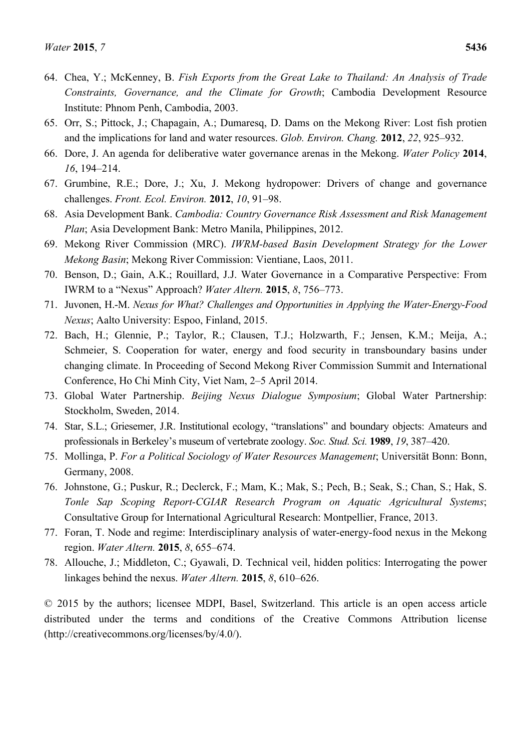64. Chea, Y.; McKenney, B. *Fish Exports from the Great Lake to Thailand: An Analysis of Trade Constraints, Governance, and the Climate for Growth*; Cambodia Development Resource Institute: Phnom Penh, Cambodia, 2003.
65. Orr, S.; Pittock, J.; Chapagain, A.; Dumaresq, D. Dams on the Mekong River: Lost fish protien and the implications for land and water resources. *Glob. Environ. Chang.* **2012**, *22*, 925–932.
66. Dore, J. An agenda for deliberative water governance arenas in the Mekong. *Water Policy* **2014**, *16*, 194–214.
67. Grumbine, R.E.; Dore, J.; Xu, J. Mekong hydropower: Drivers of change and governance challenges. *Front. Ecol. Environ.* **2012**, *10*, 91–98.
68. Asia Development Bank. *Cambodia: Country Governance Risk Assessment and Risk Management Plan*; Asia Development Bank: Metro Manila, Philippines, 2012.
69. Mekong River Commission (MRC). *IWRM-based Basin Development Strategy for the Lower Mekong Basin*; Mekong River Commission: Vientiane, Laos, 2011.
70. Benson, D.; Gain, A.K.; Rouillard, J.J. Water Governance in a Comparative Perspective: From IWRM to a "Nexus" Approach? *Water Altern.* **2015**, *8*, 756–773.
71. Juvonen, H.-M. *Nexus for What? Challenges and Opportunities in Applying the Water-Energy-Food Nexus*; Aalto University: Espoo, Finland, 2015.
72. Bach, H.; Glennie, P.; Taylor, R.; Clausen, T.J.; Holzwarth, F.; Jensen, K.M.; Meija, A.; Schmeier, S. Cooperation for water, energy and food security in transboundary basins under changing climate. In Proceeding of Second Mekong River Commission Summit and International Conference, Ho Chi Minh City, Viet Nam, 2–5 April 2014.
73. Global Water Partnership. *Beijing Nexus Dialogue Symposium*; Global Water Partnership: Stockholm, Sweden, 2014.
74. Star, S.L.; Griesemer, J.R. Institutional ecology, "translations" and boundary objects: Amateurs and professionals in Berkeley's museum of vertebrate zoology. *Soc. Stud. Sci.* **1989**, *19*, 387–420.
75. Mollinga, P. *For a Political Sociology of Water Resources Management*; Universität Bonn: Bonn, Germany, 2008.
76. Johnstone, G.; Puskur, R.; Declerck, F.; Mam, K.; Mak, S.; Pech, B.; Seak, S.; Chan, S.; Hak, S. *Tonle Sap Scoping Report-CGIAR Research Program on Aquatic Agricultural Systems*; Consultative Group for International Agricultural Research: Montpellier, France, 2013.
77. Foran, T. Node and regime: Interdisciplinary analysis of water-energy-food nexus in the Mekong region. *Water Altern.* **2015**, *8*, 655–674.
78. Allouche, J.; Middleton, C.; Gyawali, D. Technical veil, hidden politics: Interrogating the power linkages behind the nexus. *Water Altern.* **2015**, *8*, 610–626.

© 2015 by the authors; licensee MDPI, Basel, Switzerland. This article is an open access article distributed under the terms and conditions of the Creative Commons Attribution license (http://creativecommons.org/licenses/by/4.0/).